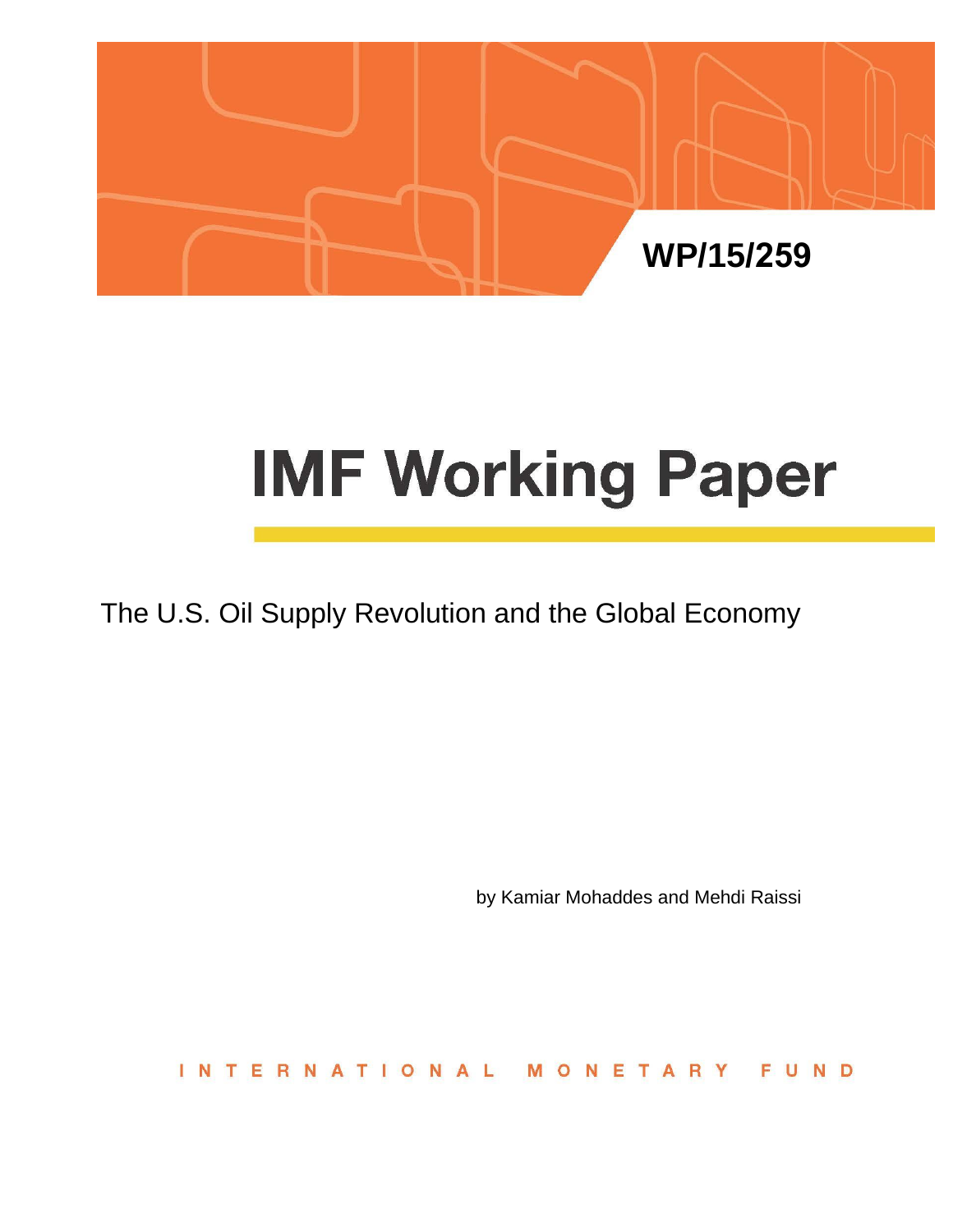WP/15/259

# IMF Working Paper

The U.S. Oil Supply Revolution and the Global Economy

by Kamiar Mohaddes and Mehdi Raissi

INTERNATIONAL MONETARY FUND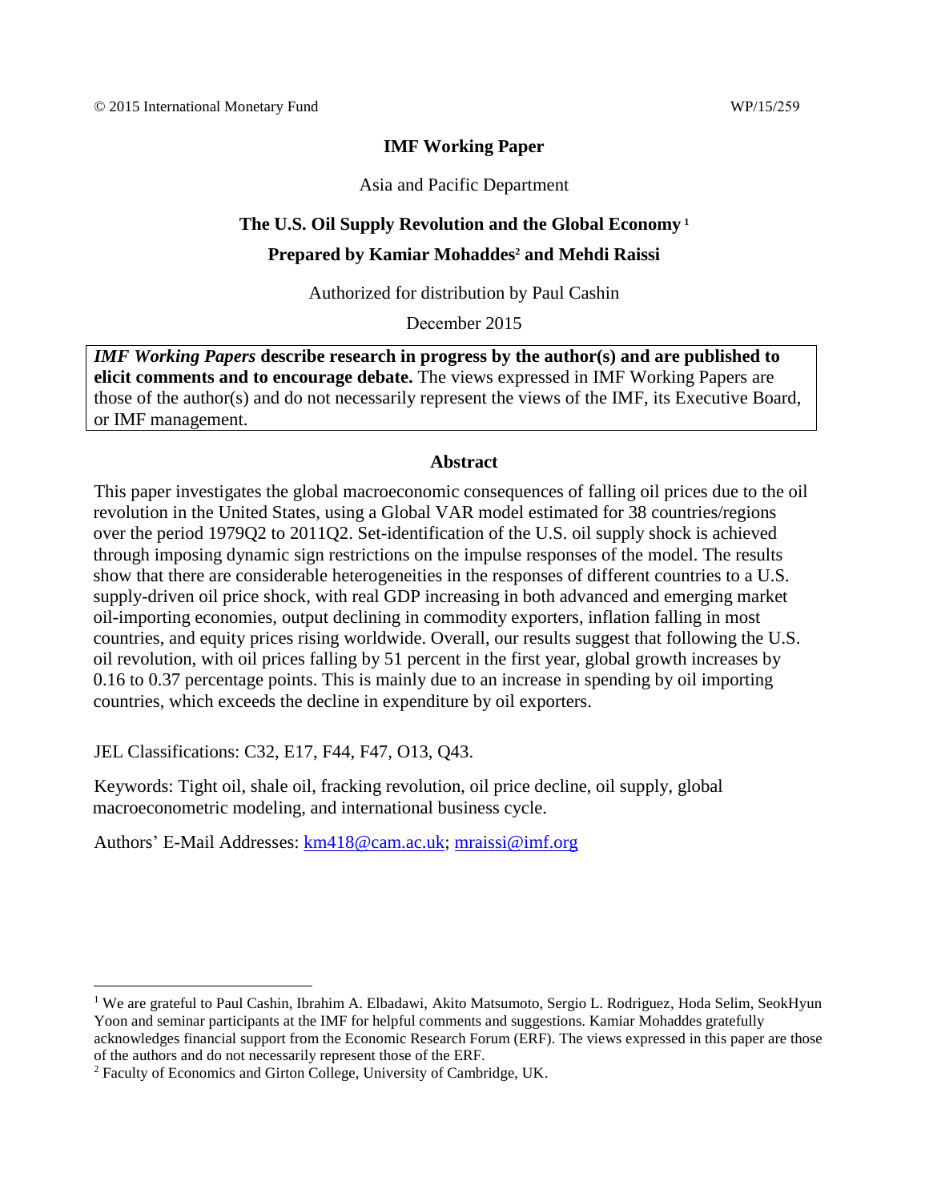© 2015 International Monetary Fund WP/15/259

**IMF Working Paper**

Asia and Pacific Department

**The U.S. Oil Supply Revolution and the Global Economy [1]**

**Prepared by Kamiar Mohaddes[2] and Mehdi Raissi**

Authorized for distribution by Paul Cashin

December 2015

> ***IMF Working Papers*** **describe research in progress by the author(s) and are published to elicit comments and to encourage debate.** The views expressed in IMF Working Papers are those of the author(s) and do not necessarily represent the views of the IMF, its Executive Board, or IMF management.

**Abstract**

This paper investigates the global macroeconomic consequences of falling oil prices due to the oil revolution in the United States, using a Global VAR model estimated for 38 countries/regions over the period 1979Q2 to 2011Q2. Set-identification of the U.S. oil supply shock is achieved through imposing dynamic sign restrictions on the impulse responses of the model. The results show that there are considerable heterogeneities in the responses of different countries to a U.S. supply-driven oil price shock, with real GDP increasing in both advanced and emerging market oil-importing economies, output declining in commodity exporters, inflation falling in most countries, and equity prices rising worldwide. Overall, our results suggest that following the U.S. oil revolution, with oil prices falling by 51 percent in the first year, global growth increases by 0.16 to 0.37 percentage points. This is mainly due to an increase in spending by oil importing countries, which exceeds the decline in expenditure by oil exporters.

JEL Classifications: C32, E17, F44, F47, O13, Q43.

Keywords: Tight oil, shale oil, fracking revolution, oil price decline, oil supply, global macroeconometric modeling, and international business cycle.

Authors' E-Mail Addresses: km418@cam.ac.uk; mraissi@imf.org

---

[1] We are grateful to Paul Cashin, Ibrahim A. Elbadawi, Akito Matsumoto, Sergio L. Rodriguez, Hoda Selim, SeokHyun Yoon and seminar participants at the IMF for helpful comments and suggestions. Kamiar Mohaddes gratefully acknowledges financial support from the Economic Research Forum (ERF). The views expressed in this paper are those of the authors and do not necessarily represent those of the ERF.

[2] Faculty of Economics and Girton College, University of Cambridge, UK.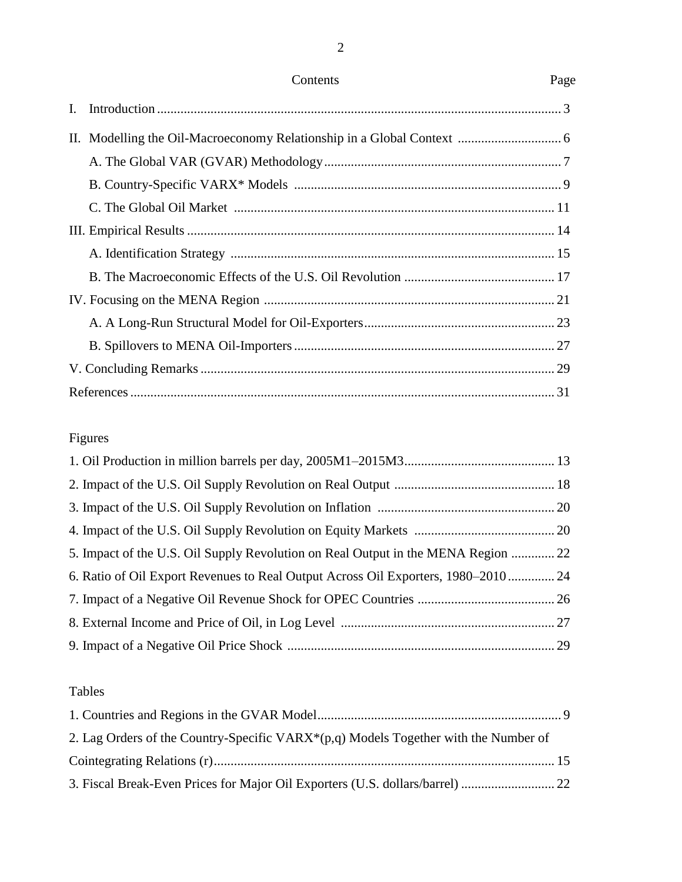# Contents

| | Page |
|---|---|
| I. Introduction | 3 |
| II. Modelling the Oil-Macroeconomy Relationship in a Global Context | 6 |
| A. The Global VAR (GVAR) Methodology | 7 |
| B. Country-Specific VARX* Models | 9 |
| C. The Global Oil Market | 11 |
| III. Empirical Results | 14 |
| A. Identification Strategy | 15 |
| B. The Macroeconomic Effects of the U.S. Oil Revolution | 17 |
| IV. Focusing on the MENA Region | 21 |
| A. A Long-Run Structural Model for Oil-Exporters | 23 |
| B. Spillovers to MENA Oil-Importers | 27 |
| V. Concluding Remarks | 29 |
| References | 31 |

## Figures

| | |
|---|---|
| 1. Oil Production in million barrels per day, 2005M1–2015M3 | 13 |
| 2. Impact of the U.S. Oil Supply Revolution on Real Output | 18 |
| 3. Impact of the U.S. Oil Supply Revolution on Inflation | 20 |
| 4. Impact of the U.S. Oil Supply Revolution on Equity Markets | 20 |
| 5. Impact of the U.S. Oil Supply Revolution on Real Output in the MENA Region | 22 |
| 6. Ratio of Oil Export Revenues to Real Output Across Oil Exporters, 1980–2010 | 24 |
| 7. Impact of a Negative Oil Revenue Shock for OPEC Countries | 26 |
| 8. External Income and Price of Oil, in Log Level | 27 |
| 9. Impact of a Negative Oil Price Shock | 29 |

## Tables

| | |
|---|---|
| 1. Countries and Regions in the GVAR Model | 9 |
| 2. Lag Orders of the Country-Specific VARX*(p,q) Models Together with the Number of Cointegrating Relations (r) | 15 |
| 3. Fiscal Break-Even Prices for Major Oil Exporters (U.S. dollars/barrel) | 22 |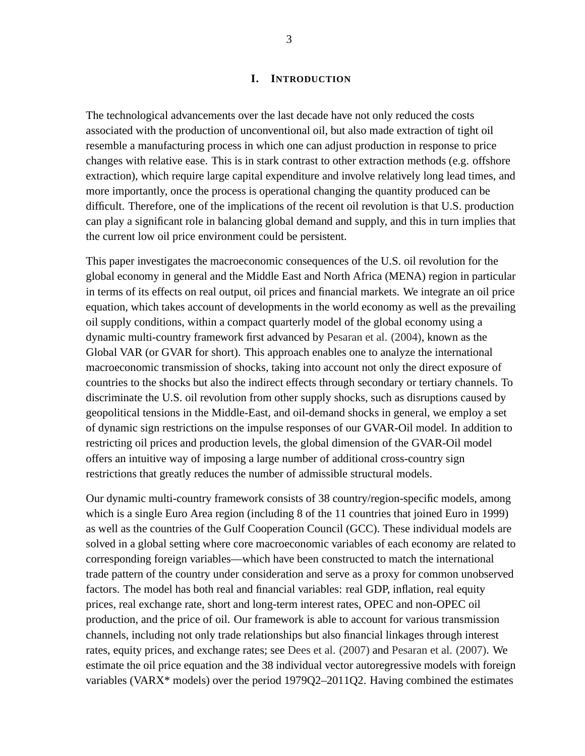# I. INTRODUCTION

The technological advancements over the last decade have not only reduced the costs associated with the production of unconventional oil, but also made extraction of tight oil resemble a manufacturing process in which one can adjust production in response to price changes with relative ease. This is in stark contrast to other extraction methods (e.g. offshore extraction), which require large capital expenditure and involve relatively long lead times, and more importantly, once the process is operational changing the quantity produced can be difficult. Therefore, one of the implications of the recent oil revolution is that U.S. production can play a significant role in balancing global demand and supply, and this in turn implies that the current low oil price environment could be persistent.

This paper investigates the macroeconomic consequences of the U.S. oil revolution for the global economy in general and the Middle East and North Africa (MENA) region in particular in terms of its effects on real output, oil prices and financial markets. We integrate an oil price equation, which takes account of developments in the world economy as well as the prevailing oil supply conditions, within a compact quarterly model of the global economy using a dynamic multi-country framework first advanced by Pesaran et al. (2004), known as the Global VAR (or GVAR for short). This approach enables one to analyze the international macroeconomic transmission of shocks, taking into account not only the direct exposure of countries to the shocks but also the indirect effects through secondary or tertiary channels. To discriminate the U.S. oil revolution from other supply shocks, such as disruptions caused by geopolitical tensions in the Middle-East, and oil-demand shocks in general, we employ a set of dynamic sign restrictions on the impulse responses of our GVAR-Oil model. In addition to restricting oil prices and production levels, the global dimension of the GVAR-Oil model offers an intuitive way of imposing a large number of additional cross-country sign restrictions that greatly reduces the number of admissible structural models.

Our dynamic multi-country framework consists of 38 country/region-specific models, among which is a single Euro Area region (including 8 of the 11 countries that joined Euro in 1999) as well as the countries of the Gulf Cooperation Council (GCC). These individual models are solved in a global setting where core macroeconomic variables of each economy are related to corresponding foreign variables—which have been constructed to match the international trade pattern of the country under consideration and serve as a proxy for common unobserved factors. The model has both real and financial variables: real GDP, inflation, real equity prices, real exchange rate, short and long-term interest rates, OPEC and non-OPEC oil production, and the price of oil. Our framework is able to account for various transmission channels, including not only trade relationships but also financial linkages through interest rates, equity prices, and exchange rates; see Dees et al. (2007) and Pesaran et al. (2007). We estimate the oil price equation and the 38 individual vector autoregressive models with foreign variables (VARX* models) over the period 1979Q2–2011Q2. Having combined the estimates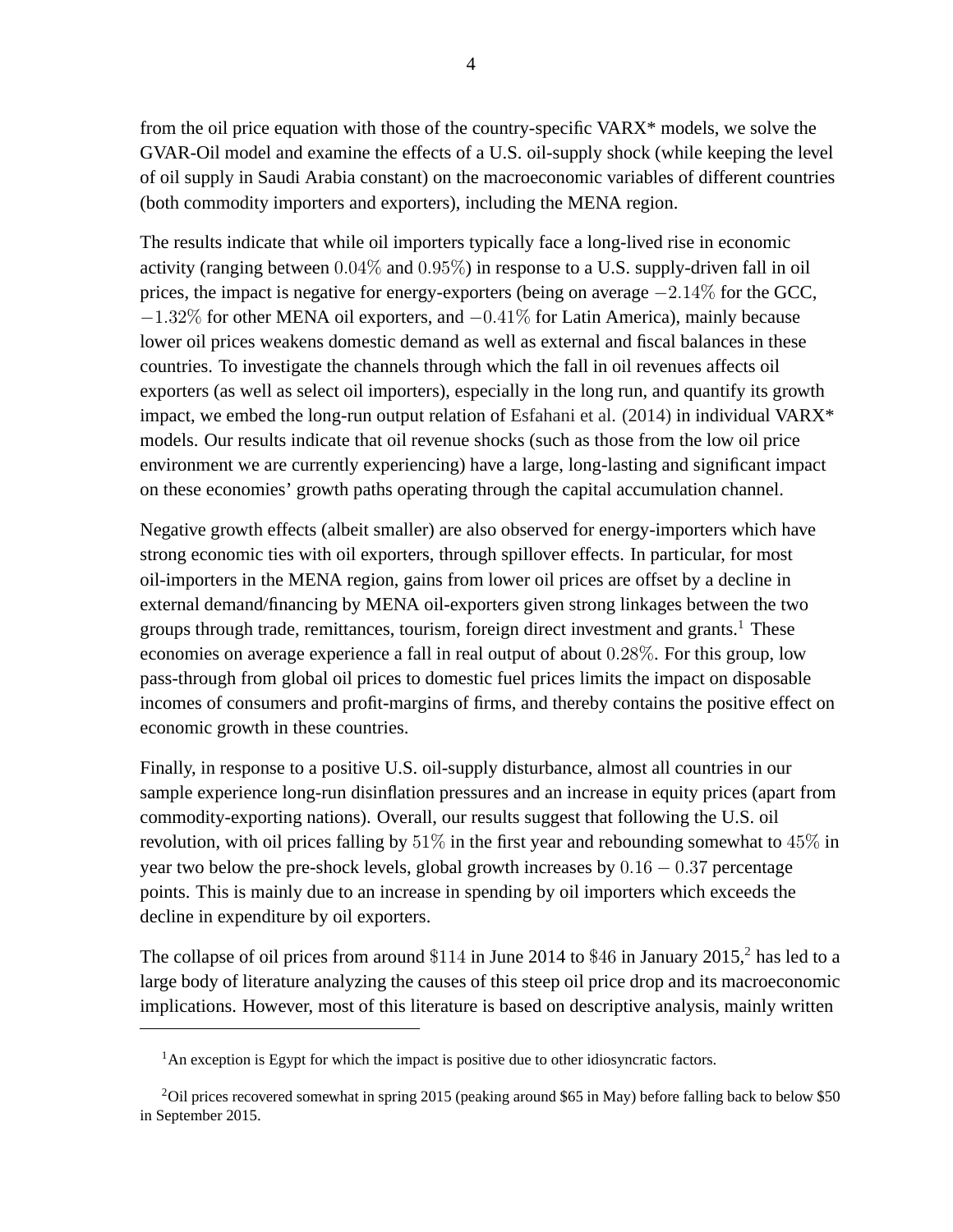from the oil price equation with those of the country-specific VARX* models, we solve the GVAR-Oil model and examine the effects of a U.S. oil-supply shock (while keeping the level of oil supply in Saudi Arabia constant) on the macroeconomic variables of different countries (both commodity importers and exporters), including the MENA region.

The results indicate that while oil importers typically face a long-lived rise in economic activity (ranging between $0.04\%$ and $0.95\%$) in response to a U.S. supply-driven fall in oil prices, the impact is negative for energy-exporters (being on average $-2.14\%$ for the GCC, $-1.32\%$ for other MENA oil exporters, and $-0.41\%$ for Latin America), mainly because lower oil prices weakens domestic demand as well as external and fiscal balances in these countries. To investigate the channels through which the fall in oil revenues affects oil exporters (as well as select oil importers), especially in the long run, and quantify its growth impact, we embed the long-run output relation of Esfahani et al. (2014) in individual VARX* models. Our results indicate that oil revenue shocks (such as those from the low oil price environment we are currently experiencing) have a large, long-lasting and significant impact on these economies' growth paths operating through the capital accumulation channel.

Negative growth effects (albeit smaller) are also observed for energy-importers which have strong economic ties with oil exporters, through spillover effects. In particular, for most oil-importers in the MENA region, gains from lower oil prices are offset by a decline in external demand/financing by MENA oil-exporters given strong linkages between the two groups through trade, remittances, tourism, foreign direct investment and grants.[1] These economies on average experience a fall in real output of about $0.28\%$. For this group, low pass-through from global oil prices to domestic fuel prices limits the impact on disposable incomes of consumers and profit-margins of firms, and thereby contains the positive effect on economic growth in these countries.

Finally, in response to a positive U.S. oil-supply disturbance, almost all countries in our sample experience long-run disinflation pressures and an increase in equity prices (apart from commodity-exporting nations). Overall, our results suggest that following the U.S. oil revolution, with oil prices falling by $51\%$ in the first year and rebounding somewhat to $45\%$ in year two below the pre-shock levels, global growth increases by $0.16 - 0.37$ percentage points. This is mainly due to an increase in spending by oil importers which exceeds the decline in expenditure by oil exporters.

The collapse of oil prices from around $\$114$ in June 2014 to $\$46$ in January 2015,[2] has led to a large body of literature analyzing the causes of this steep oil price drop and its macroeconomic implications. However, most of this literature is based on descriptive analysis, mainly written

---

[1] An exception is Egypt for which the impact is positive due to other idiosyncratic factors.

[2] Oil prices recovered somewhat in spring 2015 (peaking around $65 in May) before falling back to below $50 in September 2015.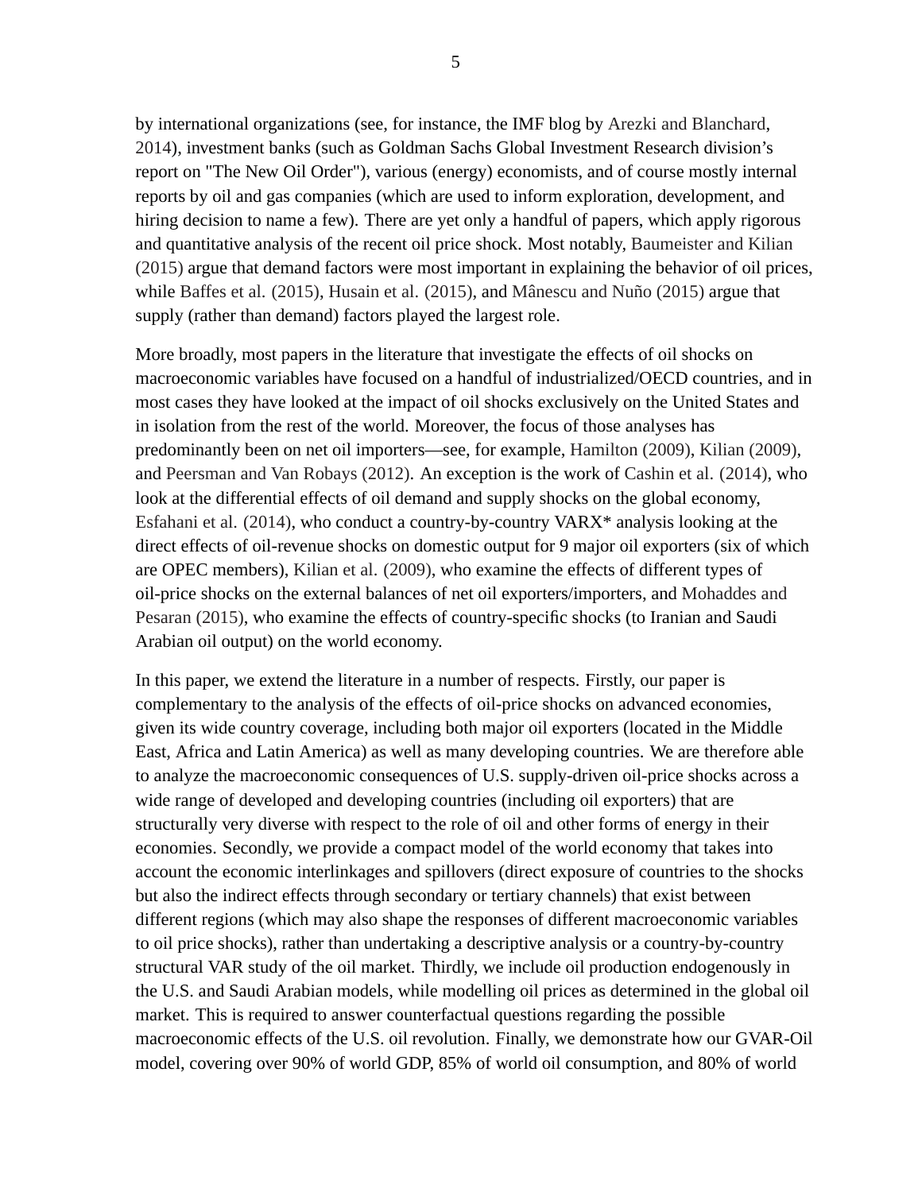by international organizations (see, for instance, the IMF blog by Arezki and Blanchard, 2014), investment banks (such as Goldman Sachs Global Investment Research division's report on "The New Oil Order"), various (energy) economists, and of course mostly internal reports by oil and gas companies (which are used to inform exploration, development, and hiring decision to name a few). There are yet only a handful of papers, which apply rigorous and quantitative analysis of the recent oil price shock. Most notably, Baumeister and Kilian (2015) argue that demand factors were most important in explaining the behavior of oil prices, while Baffes et al. (2015), Husain et al. (2015), and Mânescu and Nuño (2015) argue that supply (rather than demand) factors played the largest role.

More broadly, most papers in the literature that investigate the effects of oil shocks on macroeconomic variables have focused on a handful of industrialized/OECD countries, and in most cases they have looked at the impact of oil shocks exclusively on the United States and in isolation from the rest of the world. Moreover, the focus of those analyses has predominantly been on net oil importers—see, for example, Hamilton (2009), Kilian (2009), and Peersman and Van Robays (2012). An exception is the work of Cashin et al. (2014), who look at the differential effects of oil demand and supply shocks on the global economy, Esfahani et al. (2014), who conduct a country-by-country VARX* analysis looking at the direct effects of oil-revenue shocks on domestic output for 9 major oil exporters (six of which are OPEC members), Kilian et al. (2009), who examine the effects of different types of oil-price shocks on the external balances of net oil exporters/importers, and Mohaddes and Pesaran (2015), who examine the effects of country-specific shocks (to Iranian and Saudi Arabian oil output) on the world economy.

In this paper, we extend the literature in a number of respects. Firstly, our paper is complementary to the analysis of the effects of oil-price shocks on advanced economies, given its wide country coverage, including both major oil exporters (located in the Middle East, Africa and Latin America) as well as many developing countries. We are therefore able to analyze the macroeconomic consequences of U.S. supply-driven oil-price shocks across a wide range of developed and developing countries (including oil exporters) that are structurally very diverse with respect to the role of oil and other forms of energy in their economies. Secondly, we provide a compact model of the world economy that takes into account the economic interlinkages and spillovers (direct exposure of countries to the shocks but also the indirect effects through secondary or tertiary channels) that exist between different regions (which may also shape the responses of different macroeconomic variables to oil price shocks), rather than undertaking a descriptive analysis or a country-by-country structural VAR study of the oil market. Thirdly, we include oil production endogenously in the U.S. and Saudi Arabian models, while modelling oil prices as determined in the global oil market. This is required to answer counterfactual questions regarding the possible macroeconomic effects of the U.S. oil revolution. Finally, we demonstrate how our GVAR-Oil model, covering over 90% of world GDP, 85% of world oil consumption, and 80% of world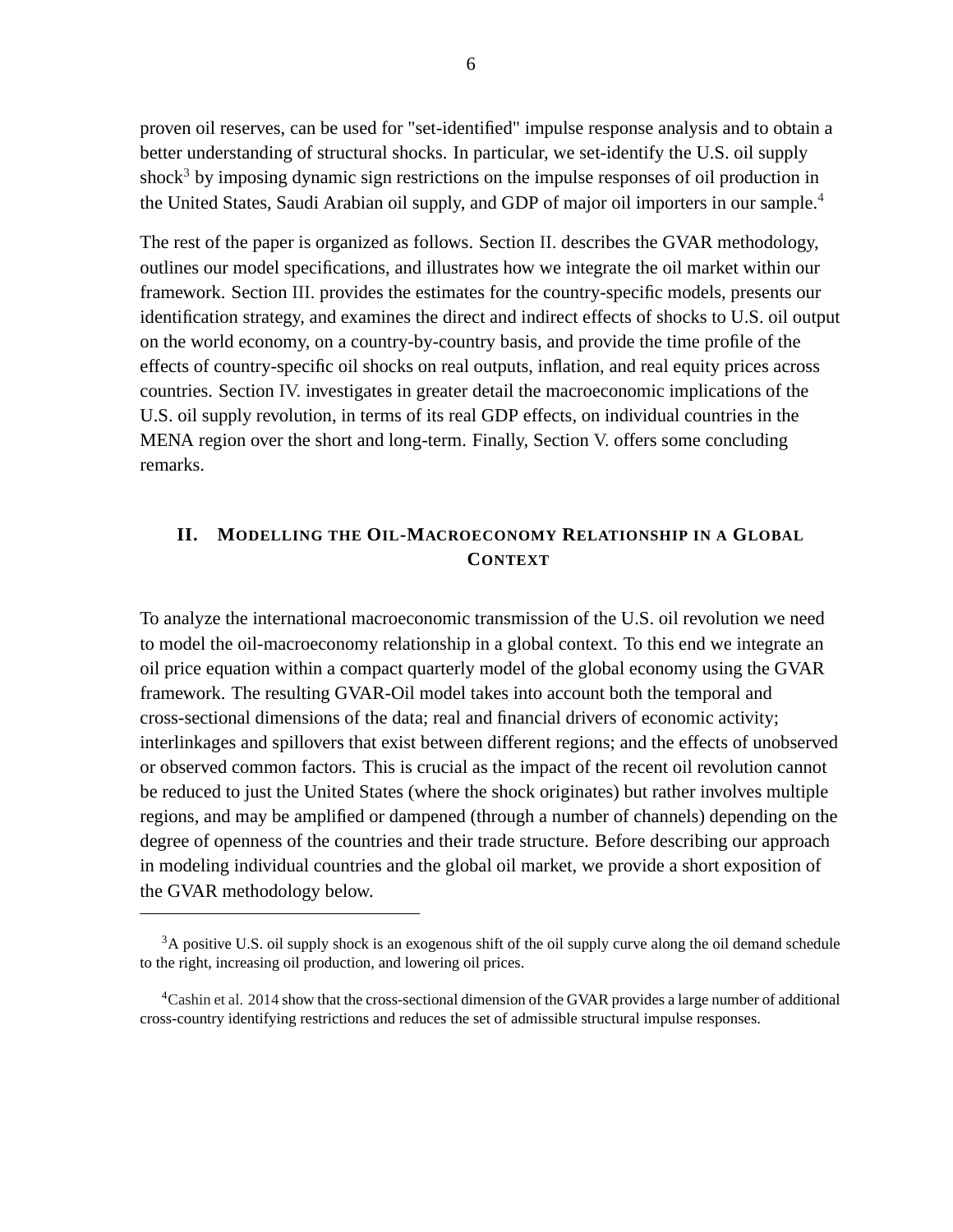proven oil reserves, can be used for "set-identified" impulse response analysis and to obtain a better understanding of structural shocks. In particular, we set-identify the U.S. oil supply shock[3] by imposing dynamic sign restrictions on the impulse responses of oil production in the United States, Saudi Arabian oil supply, and GDP of major oil importers in our sample.[4]

The rest of the paper is organized as follows. Section II. describes the GVAR methodology, outlines our model specifications, and illustrates how we integrate the oil market within our framework. Section III. provides the estimates for the country-specific models, presents our identification strategy, and examines the direct and indirect effects of shocks to U.S. oil output on the world economy, on a country-by-country basis, and provide the time profile of the effects of country-specific oil shocks on real outputs, inflation, and real equity prices across countries. Section IV. investigates in greater detail the macroeconomic implications of the U.S. oil supply revolution, in terms of its real GDP effects, on individual countries in the MENA region over the short and long-term. Finally, Section V. offers some concluding remarks.

## II. Modelling the Oil-Macroeconomy Relationship in a Global Context

To analyze the international macroeconomic transmission of the U.S. oil revolution we need to model the oil-macroeconomy relationship in a global context. To this end we integrate an oil price equation within a compact quarterly model of the global economy using the GVAR framework. The resulting GVAR-Oil model takes into account both the temporal and cross-sectional dimensions of the data; real and financial drivers of economic activity; interlinkages and spillovers that exist between different regions; and the effects of unobserved or observed common factors. This is crucial as the impact of the recent oil revolution cannot be reduced to just the United States (where the shock originates) but rather involves multiple regions, and may be amplified or dampened (through a number of channels) depending on the degree of openness of the countries and their trade structure. Before describing our approach in modeling individual countries and the global oil market, we provide a short exposition of the GVAR methodology below.

[3] A positive U.S. oil supply shock is an exogenous shift of the oil supply curve along the oil demand schedule to the right, increasing oil production, and lowering oil prices.

[4] Cashin et al. 2014 show that the cross-sectional dimension of the GVAR provides a large number of additional cross-country identifying restrictions and reduces the set of admissible structural impulse responses.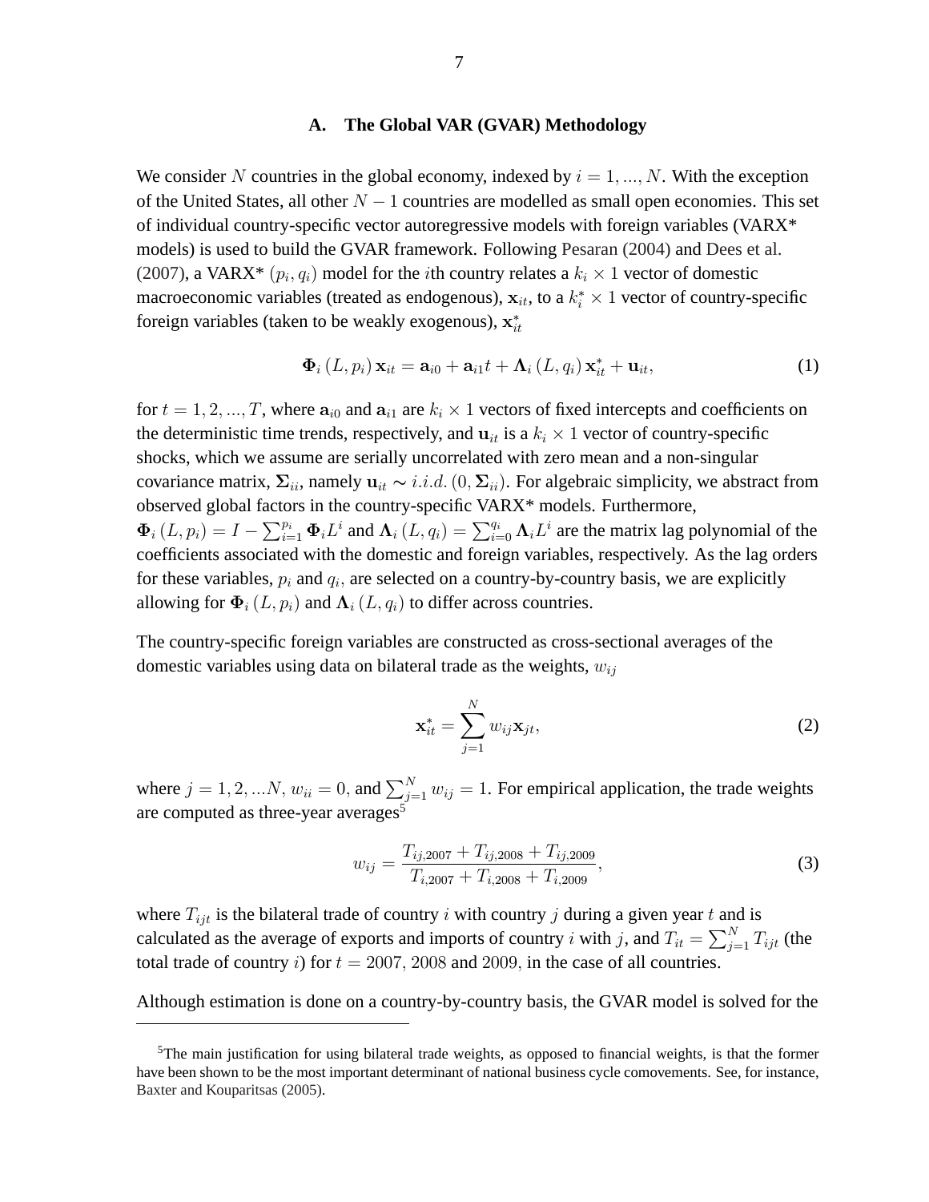### A. The Global VAR (GVAR) Methodology

We consider $N$ countries in the global economy, indexed by $i = 1, ..., N$. With the exception of the United States, all other $N - 1$ countries are modelled as small open economies. This set of individual country-specific vector autoregressive models with foreign variables (VARX* models) is used to build the GVAR framework. Following Pesaran (2004) and Dees et al. (2007), a VARX* $(p_i, q_i)$ model for the $i$th country relates a $k_i \times 1$ vector of domestic macroeconomic variables (treated as endogenous), $\mathbf{x}_{it}$, to a $k_i^* \times 1$ vector of country-specific foreign variables (taken to be weakly exogenous), $\mathbf{x}_{it}^*$

$$\mathbf{\Phi}_i (L, p_i) \mathbf{x}_{it} = \mathbf{a}_{i0} + \mathbf{a}_{i1} t + \mathbf{\Lambda}_i (L, q_i) \mathbf{x}_{it}^* + \mathbf{u}_{it}, \tag{1}$$

for $t = 1, 2, ..., T$, where $\mathbf{a}_{i0}$ and $\mathbf{a}_{i1}$ are $k_i \times 1$ vectors of fixed intercepts and coefficients on the deterministic time trends, respectively, and $\mathbf{u}_{it}$ is a $k_i \times 1$ vector of country-specific shocks, which we assume are serially uncorrelated with zero mean and a non-singular covariance matrix, $\mathbf{\Sigma}_{ii}$, namely $\mathbf{u}_{it} \sim i.i.d. (0, \mathbf{\Sigma}_{ii})$. For algebraic simplicity, we abstract from observed global factors in the country-specific VARX* models. Furthermore, $\mathbf{\Phi}_i (L, p_i) = I - \sum_{i=1}^{p_i} \mathbf{\Phi}_i L^i$ and $\mathbf{\Lambda}_i (L, q_i) = \sum_{i=0}^{q_i} \mathbf{\Lambda}_i L^i$ are the matrix lag polynomial of the coefficients associated with the domestic and foreign variables, respectively. As the lag orders for these variables, $p_i$ and $q_i$, are selected on a country-by-country basis, we are explicitly allowing for $\mathbf{\Phi}_i (L, p_i)$ and $\mathbf{\Lambda}_i (L, q_i)$ to differ across countries.

The country-specific foreign variables are constructed as cross-sectional averages of the domestic variables using data on bilateral trade as the weights, $w_{ij}$

$$\mathbf{x}_{it}^* = \sum_{j=1}^{N} w_{ij} \mathbf{x}_{jt}, \tag{2}$$

where $j = 1, 2, ...N$, $w_{ii} = 0$, and $\sum_{j=1}^{N} w_{ij} = 1$. For empirical application, the trade weights are computed as three-year averages[5]

$$w_{ij} = \frac{T_{ij,2007} + T_{ij,2008} + T_{ij,2009}}{T_{i,2007} + T_{i,2008} + T_{i,2009}}, \tag{3}$$

where $T_{ijt}$ is the bilateral trade of country $i$ with country $j$ during a given year $t$ and is calculated as the average of exports and imports of country $i$ with $j$, and $T_{it} = \sum_{j=1}^{N} T_{ijt}$ (the total trade of country $i$) for $t = 2007, 2008$ and $2009$, in the case of all countries.

Although estimation is done on a country-by-country basis, the GVAR model is solved for the

[5]The main justification for using bilateral trade weights, as opposed to financial weights, is that the former have been shown to be the most important determinant of national business cycle comovements. See, for instance, Baxter and Kouparitsas (2005).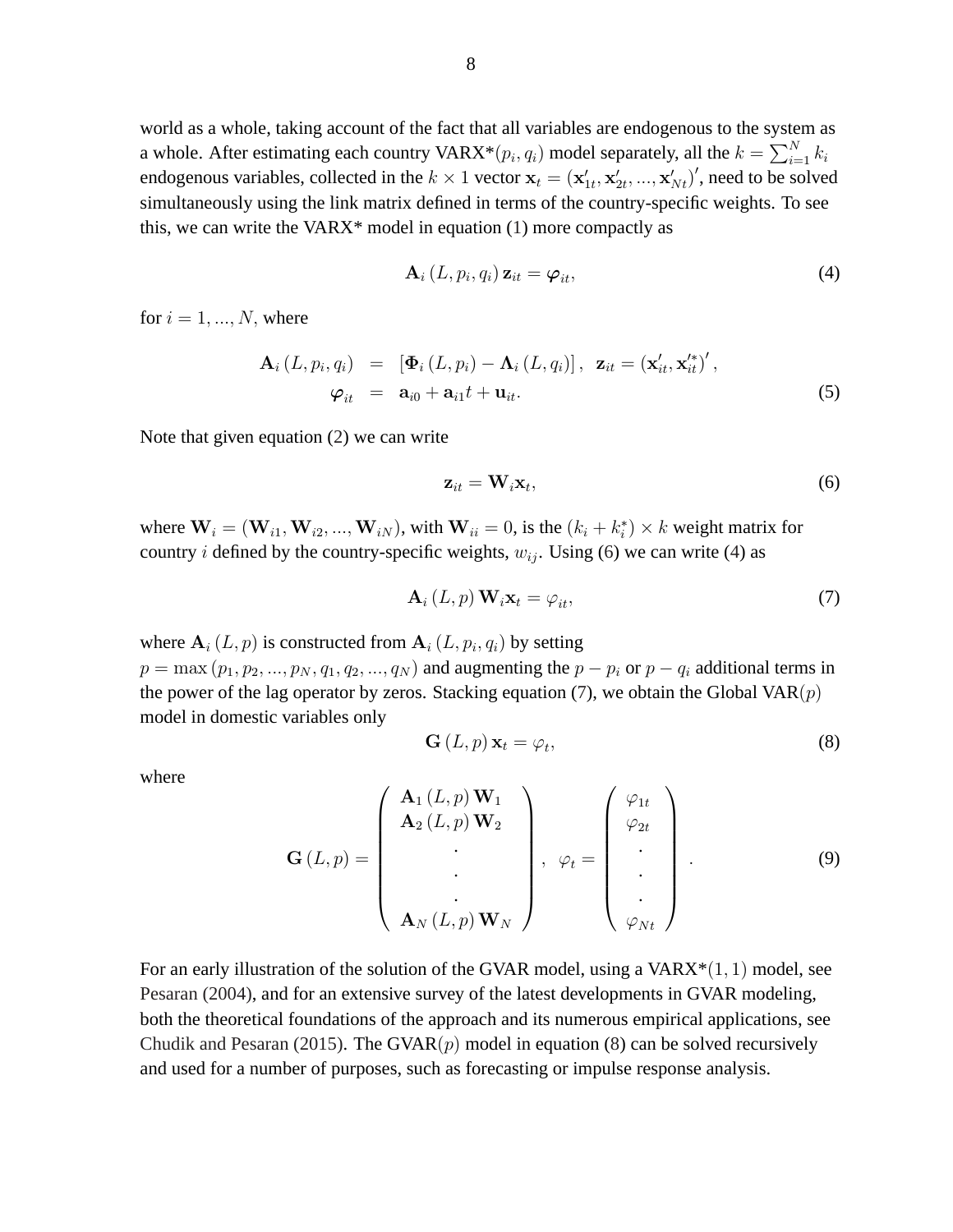world as a whole, taking account of the fact that all variables are endogenous to the system as a whole. After estimating each country VARX*$(p_i, q_i)$ model separately, all the $k = \sum_{i=1}^{N} k_i$ endogenous variables, collected in the $k \times 1$ vector $\mathbf{x}_t = (\mathbf{x}'_{1t}, \mathbf{x}'_{2t}, ..., \mathbf{x}'_{Nt})'$, need to be solved simultaneously using the link matrix defined in terms of the country-specific weights. To see this, we can write the VARX* model in equation (1) more compactly as

$$\mathbf{A}_i (L, p_i, q_i) \mathbf{z}_{it} = \boldsymbol{\varphi}_{it}, \tag{4}$$

for $i = 1, ..., N$, where

$$\begin{aligned} \mathbf{A}_i (L, p_i, q_i) &= [\boldsymbol{\Phi}_i (L, p_i) - \boldsymbol{\Lambda}_i (L, q_i)], \ \ \mathbf{z}_{it} = (\mathbf{x}'_{it}, \mathbf{x}'^{*}_{it})', \\ \boldsymbol{\varphi}_{it} &= \mathbf{a}_{i0} + \mathbf{a}_{i1} t + \mathbf{u}_{it}. \end{aligned} \tag{5}$$

Note that given equation (2) we can write

$$\mathbf{z}_{it} = \mathbf{W}_i \mathbf{x}_t, \tag{6}$$

where $\mathbf{W}_i = (\mathbf{W}_{i1}, \mathbf{W}_{i2}, ..., \mathbf{W}_{iN})$, with $\mathbf{W}_{ii} = 0$, is the $(k_i + k_i^*) \times k$ weight matrix for country $i$ defined by the country-specific weights, $w_{ij}$. Using (6) we can write (4) as

$$\mathbf{A}_i (L, p) \mathbf{W}_i \mathbf{x}_t = \varphi_{it}, \tag{7}$$

where $\mathbf{A}_i (L, p)$ is constructed from $\mathbf{A}_i (L, p_i, q_i)$ by setting $p = \max(p_1, p_2, ..., p_N, q_1, q_2, ..., q_N)$ and augmenting the $p - p_i$ or $p - q_i$ additional terms in the power of the lag operator by zeros. Stacking equation (7), we obtain the Global VAR$(p)$ model in domestic variables only

$$\mathbf{G} (L, p) \mathbf{x}_t = \varphi_t, \tag{8}$$

where

$$\mathbf{G} (L, p) = \begin{pmatrix} \mathbf{A}_1 (L, p) \mathbf{W}_1 \\ \mathbf{A}_2 (L, p) \mathbf{W}_2 \\ . \\ . \\ . \\ \mathbf{A}_N (L, p) \mathbf{W}_N \end{pmatrix}, \ \ \varphi_t = \begin{pmatrix} \varphi_{1t} \\ \varphi_{2t} \\ . \\ . \\ . \\ \varphi_{Nt} \end{pmatrix}. \tag{9}$$

For an early illustration of the solution of the GVAR model, using a VARX*$(1, 1)$ model, see Pesaran (2004), and for an extensive survey of the latest developments in GVAR modeling, both the theoretical foundations of the approach and its numerous empirical applications, see Chudik and Pesaran (2015). The GVAR$(p)$ model in equation (8) can be solved recursively and used for a number of purposes, such as forecasting or impulse response analysis.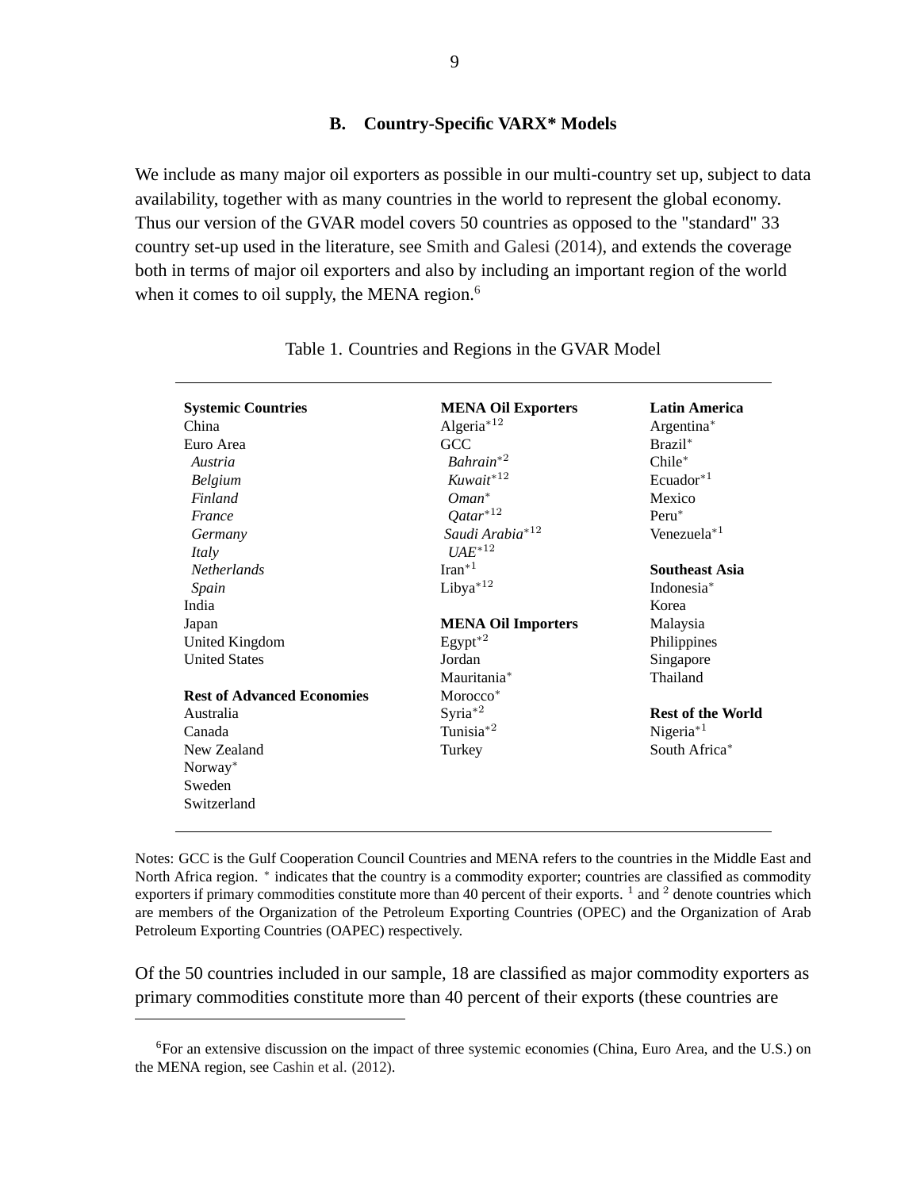### B. Country-Specific VARX* Models

We include as many major oil exporters as possible in our multi-country set up, subject to data availability, together with as many countries in the world to represent the global economy. Thus our version of the GVAR model covers 50 countries as opposed to the "standard" 33 country set-up used in the literature, see Smith and Galesi (2014), and extends the coverage both in terms of major oil exporters and also by including an important region of the world when it comes to oil supply, the MENA region.[6]

Table 1. Countries and Regions in the GVAR Model

| Systemic Countries | MENA Oil Exporters | Latin America |
|---|---|---|
| China | Algeria*[1,2] | Argentina* |
| Euro Area | GCC | Brazil* |
| *Austria* | *Bahrain**[2] | Chile* |
| *Belgium* | *Kuwait**[1,2] | Ecuador*[1] |
| *Finland* | *Oman** | Mexico |
| *France* | *Qatar**[1,2] | Peru* |
| *Germany* | *Saudi Arabia**[1,2] | Venezuela*[1] |
| *Italy* | *UAE**[1,2] | |
| *Netherlands* | Iran*[1] | **Southeast Asia** |
| *Spain* | Libya*[1,2] | Indonesia* |
| India | | Korea |
| Japan | **MENA Oil Importers** | Malaysia |
| United Kingdom | Egypt*[2] | Philippines |
| United States | Jordan | Singapore |
| | Mauritania* | Thailand |
| **Rest of Advanced Economies** | Morocco* | |
| Australia | Syria*[2] | **Rest of the World** |
| Canada | Tunisia*[2] | Nigeria*[1] |
| New Zealand | Turkey | South Africa* |
| Norway* | | |
| Sweden | | |
| Switzerland | | |

Notes: GCC is the Gulf Cooperation Council Countries and MENA refers to the countries in the Middle East and North Africa region. * indicates that the country is a commodity exporter; countries are classified as commodity exporters if primary commodities constitute more than 40 percent of their exports. [1] and [2] denote countries which are members of the Organization of the Petroleum Exporting Countries (OPEC) and the Organization of Arab Petroleum Exporting Countries (OAPEC) respectively.

Of the 50 countries included in our sample, 18 are classified as major commodity exporters as primary commodities constitute more than 40 percent of their exports (these countries are

[6]For an extensive discussion on the impact of three systemic economies (China, Euro Area, and the U.S.) on the MENA region, see Cashin et al. (2012).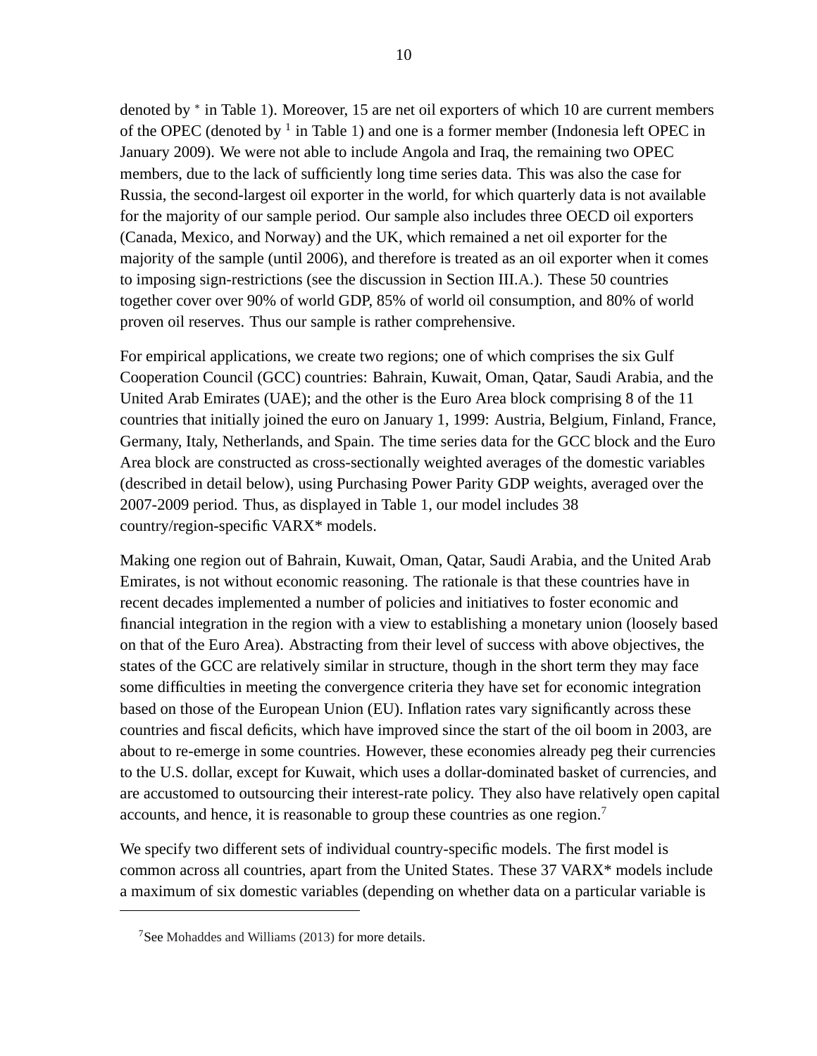denoted by * in Table 1). Moreover, 15 are net oil exporters of which 10 are current members of the OPEC (denoted by [1] in Table 1) and one is a former member (Indonesia left OPEC in January 2009). We were not able to include Angola and Iraq, the remaining two OPEC members, due to the lack of sufficiently long time series data. This was also the case for Russia, the second-largest oil exporter in the world, for which quarterly data is not available for the majority of our sample period. Our sample also includes three OECD oil exporters (Canada, Mexico, and Norway) and the UK, which remained a net oil exporter for the majority of the sample (until 2006), and therefore is treated as an oil exporter when it comes to imposing sign-restrictions (see the discussion in Section III.A.). These 50 countries together cover over 90% of world GDP, 85% of world oil consumption, and 80% of world proven oil reserves. Thus our sample is rather comprehensive.

For empirical applications, we create two regions; one of which comprises the six Gulf Cooperation Council (GCC) countries: Bahrain, Kuwait, Oman, Qatar, Saudi Arabia, and the United Arab Emirates (UAE); and the other is the Euro Area block comprising 8 of the 11 countries that initially joined the euro on January 1, 1999: Austria, Belgium, Finland, France, Germany, Italy, Netherlands, and Spain. The time series data for the GCC block and the Euro Area block are constructed as cross-sectionally weighted averages of the domestic variables (described in detail below), using Purchasing Power Parity GDP weights, averaged over the 2007-2009 period. Thus, as displayed in Table 1, our model includes 38 country/region-specific VARX* models.

Making one region out of Bahrain, Kuwait, Oman, Qatar, Saudi Arabia, and the United Arab Emirates, is not without economic reasoning. The rationale is that these countries have in recent decades implemented a number of policies and initiatives to foster economic and financial integration in the region with a view to establishing a monetary union (loosely based on that of the Euro Area). Abstracting from their level of success with above objectives, the states of the GCC are relatively similar in structure, though in the short term they may face some difficulties in meeting the convergence criteria they have set for economic integration based on those of the European Union (EU). Inflation rates vary significantly across these countries and fiscal deficits, which have improved since the start of the oil boom in 2003, are about to re-emerge in some countries. However, these economies already peg their currencies to the U.S. dollar, except for Kuwait, which uses a dollar-dominated basket of currencies, and are accustomed to outsourcing their interest-rate policy. They also have relatively open capital accounts, and hence, it is reasonable to group these countries as one region.[7]

We specify two different sets of individual country-specific models. The first model is common across all countries, apart from the United States. These 37 VARX* models include a maximum of six domestic variables (depending on whether data on a particular variable is

---

[7] See Mohaddes and Williams (2013) for more details.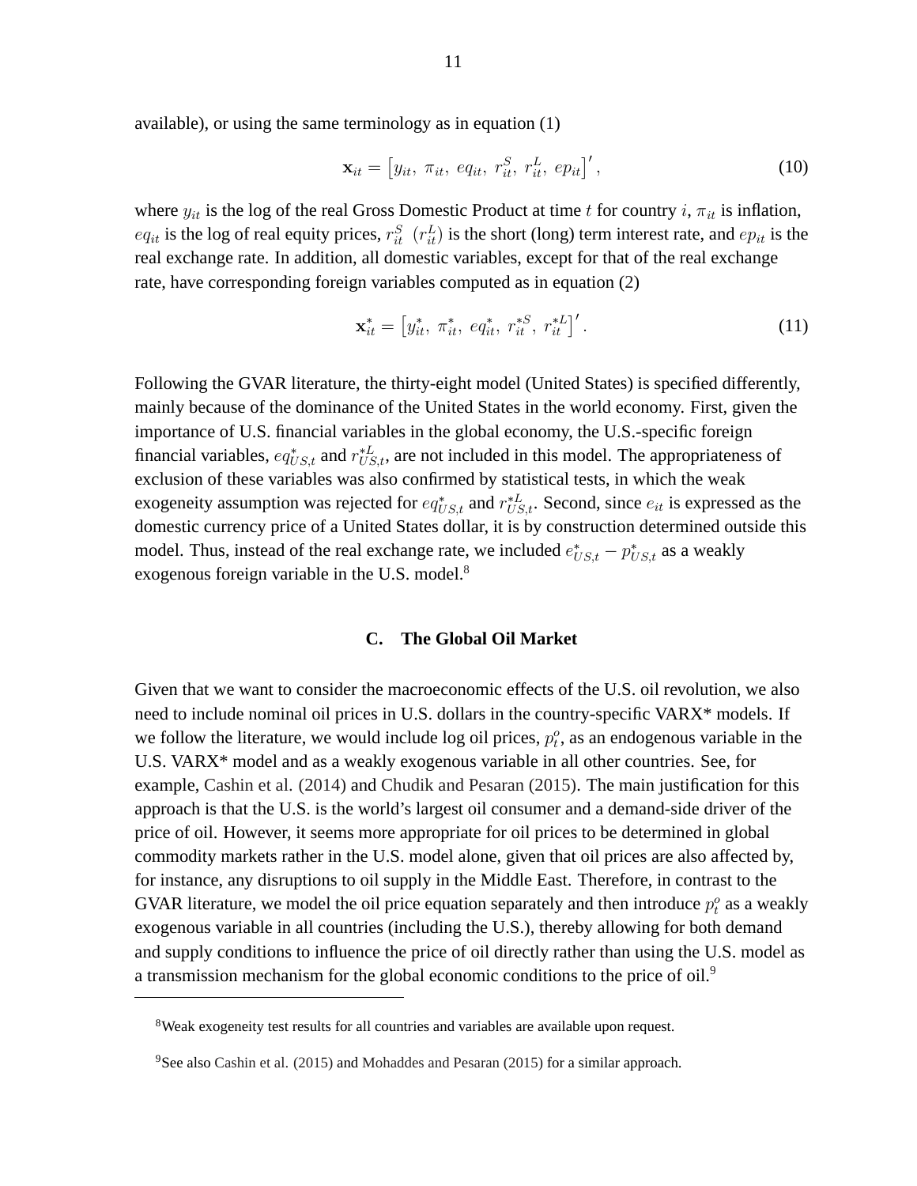available), or using the same terminology as in equation (1)

$$\mathbf{x}_{it} = \left[y_{it},\ \pi_{it},\ eq_{it},\ r_{it}^{S},\ r_{it}^{L},\ ep_{it}\right]', \tag{10}$$

where $y_{it}$ is the log of the real Gross Domestic Product at time $t$ for country $i$, $\pi_{it}$ is inflation, $eq_{it}$ is the log of real equity prices, $r_{it}^{S}$ $(r_{it}^{L})$ is the short (long) term interest rate, and $ep_{it}$ is the real exchange rate. In addition, all domestic variables, except for that of the real exchange rate, have corresponding foreign variables computed as in equation (2)

$$\mathbf{x}_{it}^{*} = \left[y_{it}^{*},\ \pi_{it}^{*},\ eq_{it}^{*},\ r_{it}^{*S},\ r_{it}^{*L}\right]'. \tag{11}$$

Following the GVAR literature, the thirty-eight model (United States) is specified differently, mainly because of the dominance of the United States in the world economy. First, given the importance of U.S. financial variables in the global economy, the U.S.-specific foreign financial variables, $eq_{US,t}^{*}$ and $r_{US,t}^{*L}$, are not included in this model. The appropriateness of exclusion of these variables was also confirmed by statistical tests, in which the weak exogeneity assumption was rejected for $eq_{US,t}^{*}$ and $r_{US,t}^{*L}$. Second, since $e_{it}$ is expressed as the domestic currency price of a United States dollar, it is by construction determined outside this model. Thus, instead of the real exchange rate, we included $e_{US,t}^{*} - p_{US,t}^{*}$ as a weakly exogenous foreign variable in the U.S. model.[8]

### C. The Global Oil Market

Given that we want to consider the macroeconomic effects of the U.S. oil revolution, we also need to include nominal oil prices in U.S. dollars in the country-specific VARX* models. If we follow the literature, we would include log oil prices, $p_t^{o}$, as an endogenous variable in the U.S. VARX* model and as a weakly exogenous variable in all other countries. See, for example, Cashin et al. (2014) and Chudik and Pesaran (2015). The main justification for this approach is that the U.S. is the world's largest oil consumer and a demand-side driver of the price of oil. However, it seems more appropriate for oil prices to be determined in global commodity markets rather in the U.S. model alone, given that oil prices are also affected by, for instance, any disruptions to oil supply in the Middle East. Therefore, in contrast to the GVAR literature, we model the oil price equation separately and then introduce $p_t^{o}$ as a weakly exogenous variable in all countries (including the U.S.), thereby allowing for both demand and supply conditions to influence the price of oil directly rather than using the U.S. model as a transmission mechanism for the global economic conditions to the price of oil.[9]

---

[8]Weak exogeneity test results for all countries and variables are available upon request.

[9]See also Cashin et al. (2015) and Mohaddes and Pesaran (2015) for a similar approach.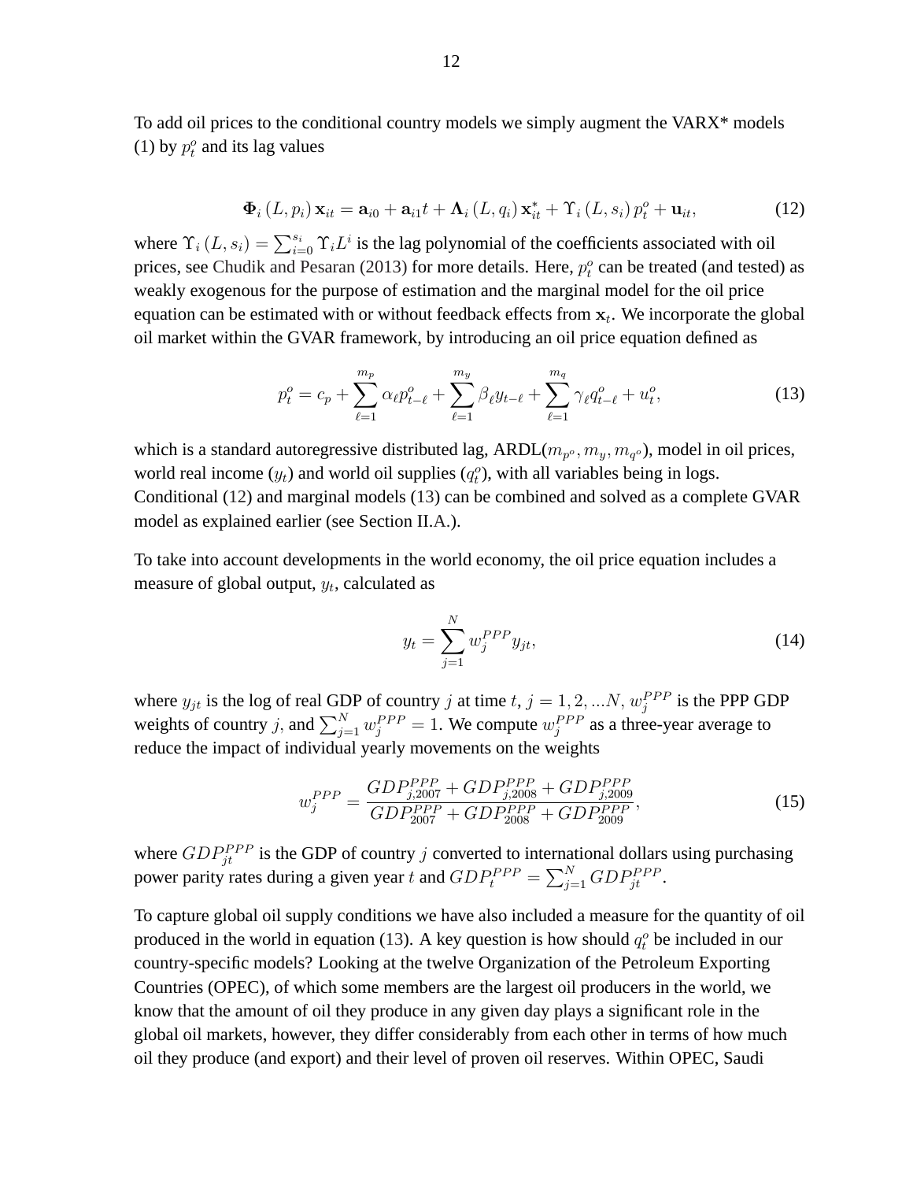To add oil prices to the conditional country models we simply augment the VARX* models (1) by $p_t^o$ and its lag values

$$\mathbf{\Phi}_i(L, p_i)\mathbf{x}_{it} = \mathbf{a}_{i0} + \mathbf{a}_{i1}t + \mathbf{\Lambda}_i(L, q_i)\mathbf{x}_{it}^* + \Upsilon_i(L, s_i)p_t^o + \mathbf{u}_{it}, \tag{12}$$

where $\Upsilon_i(L, s_i) = \sum_{i=0}^{s_i} \Upsilon_i L^i$ is the lag polynomial of the coefficients associated with oil prices, see Chudik and Pesaran (2013) for more details. Here, $p_t^o$ can be treated (and tested) as weakly exogenous for the purpose of estimation and the marginal model for the oil price equation can be estimated with or without feedback effects from $\mathbf{x}_t$. We incorporate the global oil market within the GVAR framework, by introducing an oil price equation defined as

$$p_t^o = c_p + \sum_{\ell=1}^{m_p} \alpha_\ell p_{t-\ell}^o + \sum_{\ell=1}^{m_y} \beta_\ell y_{t-\ell} + \sum_{\ell=1}^{m_q} \gamma_\ell q_{t-\ell}^o + u_t^o, \tag{13}$$

which is a standard autoregressive distributed lag, ARDL($m_{p^o}, m_y, m_{q^o}$), model in oil prices, world real income ($y_t$) and world oil supplies ($q_t^o$), with all variables being in logs. Conditional (12) and marginal models (13) can be combined and solved as a complete GVAR model as explained earlier (see Section II.A.).

To take into account developments in the world economy, the oil price equation includes a measure of global output, $y_t$, calculated as

$$y_t = \sum_{j=1}^{N} w_j^{PPP} y_{jt}, \tag{14}$$

where $y_{jt}$ is the log of real GDP of country $j$ at time $t$, $j = 1, 2, ...N$, $w_j^{PPP}$ is the PPP GDP weights of country $j$, and $\sum_{j=1}^{N} w_j^{PPP} = 1$. We compute $w_j^{PPP}$ as a three-year average to reduce the impact of individual yearly movements on the weights

$$w_j^{PPP} = \frac{GDP_{j,2007}^{PPP} + GDP_{j,2008}^{PPP} + GDP_{j,2009}^{PPP}}{GDP_{2007}^{PPP} + GDP_{2008}^{PPP} + GDP_{2009}^{PPP}}, \tag{15}$$

where $GDP_{jt}^{PPP}$ is the GDP of country $j$ converted to international dollars using purchasing power parity rates during a given year $t$ and $GDP_t^{PPP} = \sum_{j=1}^{N} GDP_{jt}^{PPP}$.

To capture global oil supply conditions we have also included a measure for the quantity of oil produced in the world in equation (13). A key question is how should $q_t^o$ be included in our country-specific models? Looking at the twelve Organization of the Petroleum Exporting Countries (OPEC), of which some members are the largest oil producers in the world, we know that the amount of oil they produce in any given day plays a significant role in the global oil markets, however, they differ considerably from each other in terms of how much oil they produce (and export) and their level of proven oil reserves. Within OPEC, Saudi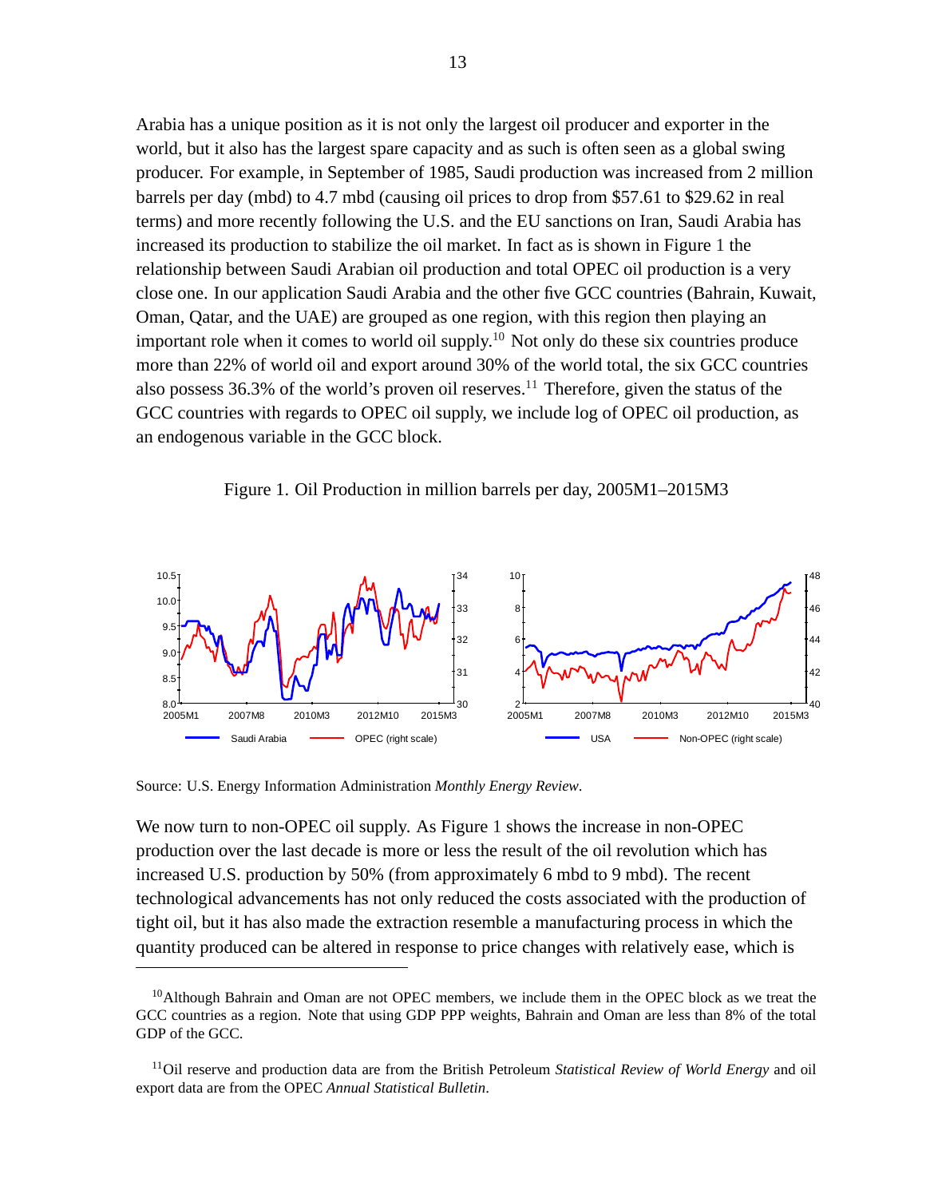Arabia has a unique position as it is not only the largest oil producer and exporter in the world, but it also has the largest spare capacity and as such is often seen as a global swing producer. For example, in September of 1985, Saudi production was increased from 2 million barrels per day (mbd) to 4.7 mbd (causing oil prices to drop from \$57.61 to \$29.62 in real terms) and more recently following the U.S. and the EU sanctions on Iran, Saudi Arabia has increased its production to stabilize the oil market. In fact as is shown in Figure 1 the relationship between Saudi Arabian oil production and total OPEC oil production is a very close one. In our application Saudi Arabia and the other five GCC countries (Bahrain, Kuwait, Oman, Qatar, and the UAE) are grouped as one region, with this region then playing an important role when it comes to world oil supply.[10] Not only do these six countries produce more than 22% of world oil and export around 30% of the world total, the six GCC countries also possess 36.3% of the world's proven oil reserves.[11] Therefore, given the status of the GCC countries with regards to OPEC oil supply, we include log of OPEC oil production, as an endogenous variable in the GCC block.

Figure 1. Oil Production in million barrels per day, 2005M1–2015M3

Source: U.S. Energy Information Administration *Monthly Energy Review*.

We now turn to non-OPEC oil supply. As Figure 1 shows the increase in non-OPEC production over the last decade is more or less the result of the oil revolution which has increased U.S. production by 50% (from approximately 6 mbd to 9 mbd). The recent technological advancements has not only reduced the costs associated with the production of tight oil, but it has also made the extraction resemble a manufacturing process in which the quantity produced can be altered in response to price changes with relatively ease, which is

---

[10] Although Bahrain and Oman are not OPEC members, we include them in the OPEC block as we treat the GCC countries as a region. Note that using GDP PPP weights, Bahrain and Oman are less than 8% of the total GDP of the GCC.

[11] Oil reserve and production data are from the British Petroleum *Statistical Review of World Energy* and oil export data are from the OPEC *Annual Statistical Bulletin*.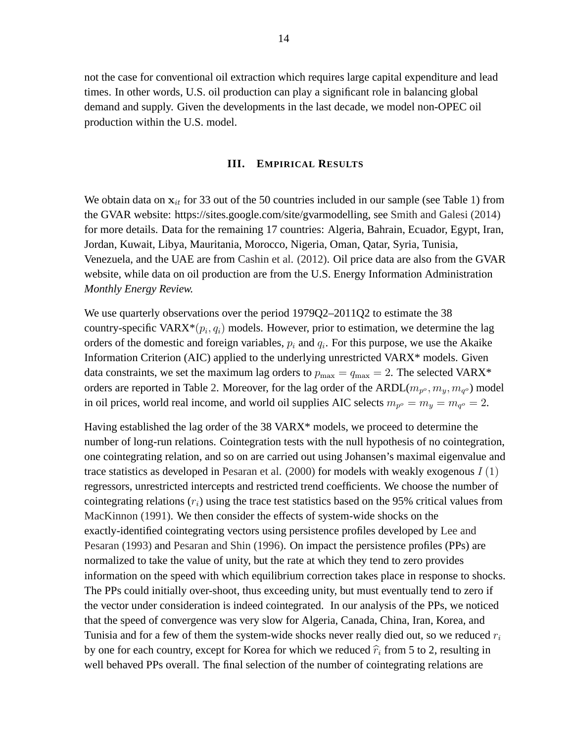not the case for conventional oil extraction which requires large capital expenditure and lead times. In other words, U.S. oil production can play a significant role in balancing global demand and supply. Given the developments in the last decade, we model non-OPEC oil production within the U.S. model.

## III. Empirical Results

We obtain data on $\mathbf{x}_{it}$ for 33 out of the 50 countries included in our sample (see Table 1) from the GVAR website: https://sites.google.com/site/gvarmodelling, see Smith and Galesi (2014) for more details. Data for the remaining 17 countries: Algeria, Bahrain, Ecuador, Egypt, Iran, Jordan, Kuwait, Libya, Mauritania, Morocco, Nigeria, Oman, Qatar, Syria, Tunisia, Venezuela, and the UAE are from Cashin et al. (2012). Oil price data are also from the GVAR website, while data on oil production are from the U.S. Energy Information Administration *Monthly Energy Review.*

We use quarterly observations over the period 1979Q2–2011Q2 to estimate the 38 country-specific VARX*$(p_i, q_i)$ models. However, prior to estimation, we determine the lag orders of the domestic and foreign variables, $p_i$ and $q_i$. For this purpose, we use the Akaike Information Criterion (AIC) applied to the underlying unrestricted VARX* models. Given data constraints, we set the maximum lag orders to $p_{\max} = q_{\max} = 2$. The selected VARX* orders are reported in Table 2. Moreover, for the lag order of the ARDL$(m_{p^o}, m_y, m_{q^o})$ model in oil prices, world real income, and world oil supplies AIC selects $m_{p^o} = m_y = m_{q^o} = 2$.

Having established the lag order of the 38 VARX* models, we proceed to determine the number of long-run relations. Cointegration tests with the null hypothesis of no cointegration, one cointegrating relation, and so on are carried out using Johansen's maximal eigenvalue and trace statistics as developed in Pesaran et al. (2000) for models with weakly exogenous $I\,(1)$ regressors, unrestricted intercepts and restricted trend coefficients. We choose the number of cointegrating relations ($r_i$) using the trace test statistics based on the 95% critical values from MacKinnon (1991). We then consider the effects of system-wide shocks on the exactly-identified cointegrating vectors using persistence profiles developed by Lee and Pesaran (1993) and Pesaran and Shin (1996). On impact the persistence profiles (PPs) are normalized to take the value of unity, but the rate at which they tend to zero provides information on the speed with which equilibrium correction takes place in response to shocks. The PPs could initially over-shoot, thus exceeding unity, but must eventually tend to zero if the vector under consideration is indeed cointegrated. In our analysis of the PPs, we noticed that the speed of convergence was very slow for Algeria, Canada, China, Iran, Korea, and Tunisia and for a few of them the system-wide shocks never really died out, so we reduced $r_i$ by one for each country, except for Korea for which we reduced $\widehat{r}_i$ from 5 to 2, resulting in well behaved PPs overall. The final selection of the number of cointegrating relations are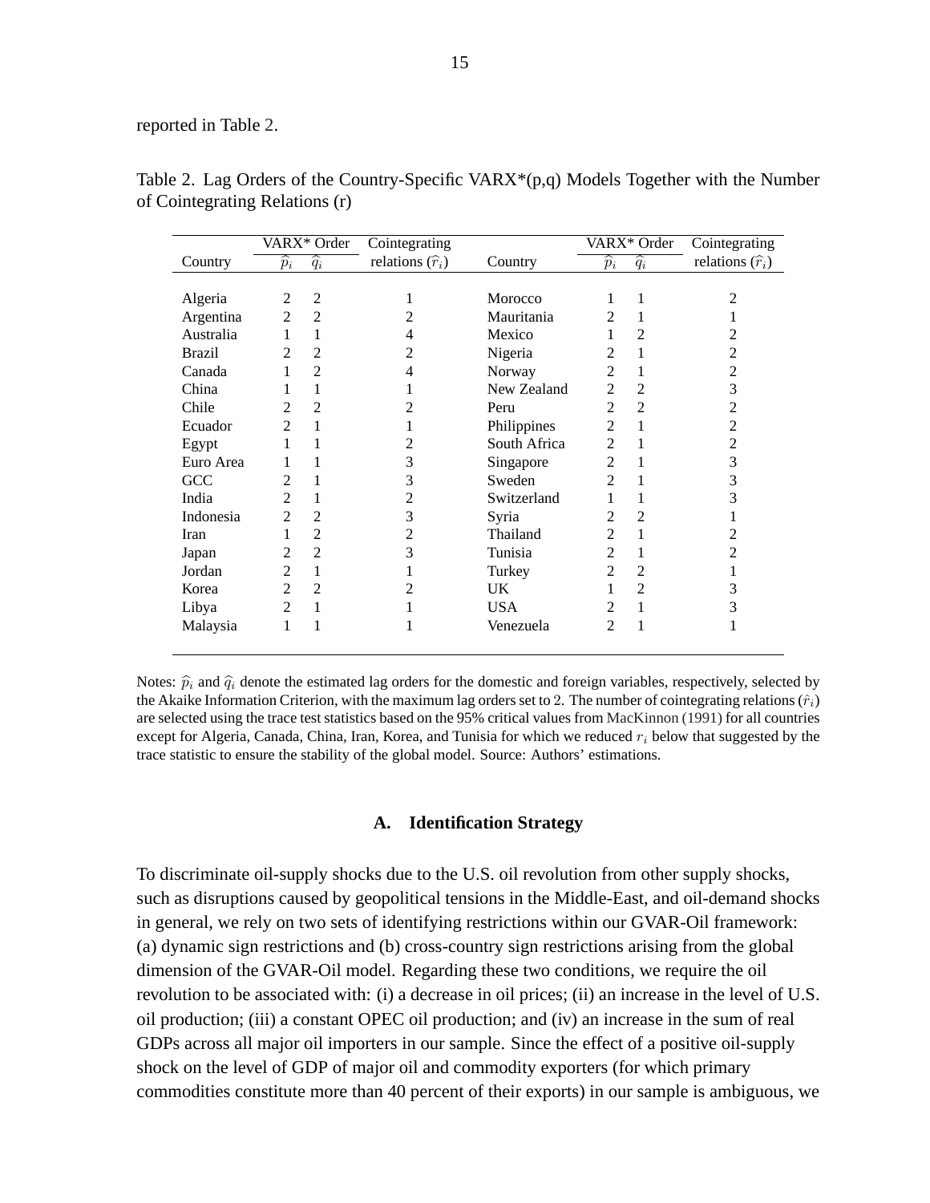reported in Table 2.

Table 2. Lag Orders of the Country-Specific VARX*(p,q) Models Together with the Number of Cointegrating Relations (r)

| Country | VARX* Order $\widehat{p}_i$ | VARX* Order $\widehat{q}_i$ | Cointegrating relations ($\widehat{r}_i$) | Country | VARX* Order $\widehat{p}_i$ | VARX* Order $\widehat{q}_i$ | Cointegrating relations ($\widehat{r}_i$) |
|---|---|---|---|---|---|---|---|
| Algeria | 2 | 2 | 1 | Morocco | 1 | 1 | 2 |
| Argentina | 2 | 2 | 2 | Mauritania | 2 | 1 | 1 |
| Australia | 1 | 1 | 4 | Mexico | 1 | 2 | 2 |
| Brazil | 2 | 2 | 2 | Nigeria | 2 | 1 | 2 |
| Canada | 1 | 2 | 4 | Norway | 2 | 1 | 2 |
| China | 1 | 1 | 1 | New Zealand | 2 | 2 | 3 |
| Chile | 2 | 2 | 2 | Peru | 2 | 2 | 2 |
| Ecuador | 2 | 1 | 1 | Philippines | 2 | 1 | 2 |
| Egypt | 1 | 1 | 2 | South Africa | 2 | 1 | 2 |
| Euro Area | 1 | 1 | 3 | Singapore | 2 | 1 | 3 |
| GCC | 2 | 1 | 3 | Sweden | 2 | 1 | 3 |
| India | 2 | 1 | 2 | Switzerland | 1 | 1 | 3 |
| Indonesia | 2 | 2 | 3 | Syria | 2 | 2 | 1 |
| Iran | 1 | 2 | 2 | Thailand | 2 | 1 | 2 |
| Japan | 2 | 2 | 3 | Tunisia | 2 | 1 | 2 |
| Jordan | 2 | 1 | 1 | Turkey | 2 | 2 | 1 |
| Korea | 2 | 2 | 2 | UK | 1 | 2 | 3 |
| Libya | 2 | 1 | 1 | USA | 2 | 1 | 3 |
| Malaysia | 1 | 1 | 1 | Venezuela | 2 | 1 | 1 |

Notes: $\widehat{p}_i$ and $\widehat{q}_i$ denote the estimated lag orders for the domestic and foreign variables, respectively, selected by the Akaike Information Criterion, with the maximum lag orders set to 2. The number of cointegrating relations ($\hat{r}_i$) are selected using the trace test statistics based on the 95% critical values from MacKinnon (1991) for all countries except for Algeria, Canada, China, Iran, Korea, and Tunisia for which we reduced $r_i$ below that suggested by the trace statistic to ensure the stability of the global model. Source: Authors' estimations.

### A. Identification Strategy

To discriminate oil-supply shocks due to the U.S. oil revolution from other supply shocks, such as disruptions caused by geopolitical tensions in the Middle-East, and oil-demand shocks in general, we rely on two sets of identifying restrictions within our GVAR-Oil framework: (a) dynamic sign restrictions and (b) cross-country sign restrictions arising from the global dimension of the GVAR-Oil model. Regarding these two conditions, we require the oil revolution to be associated with: (i) a decrease in oil prices; (ii) an increase in the level of U.S. oil production; (iii) a constant OPEC oil production; and (iv) an increase in the sum of real GDPs across all major oil importers in our sample. Since the effect of a positive oil-supply shock on the level of GDP of major oil and commodity exporters (for which primary commodities constitute more than 40 percent of their exports) in our sample is ambiguous, we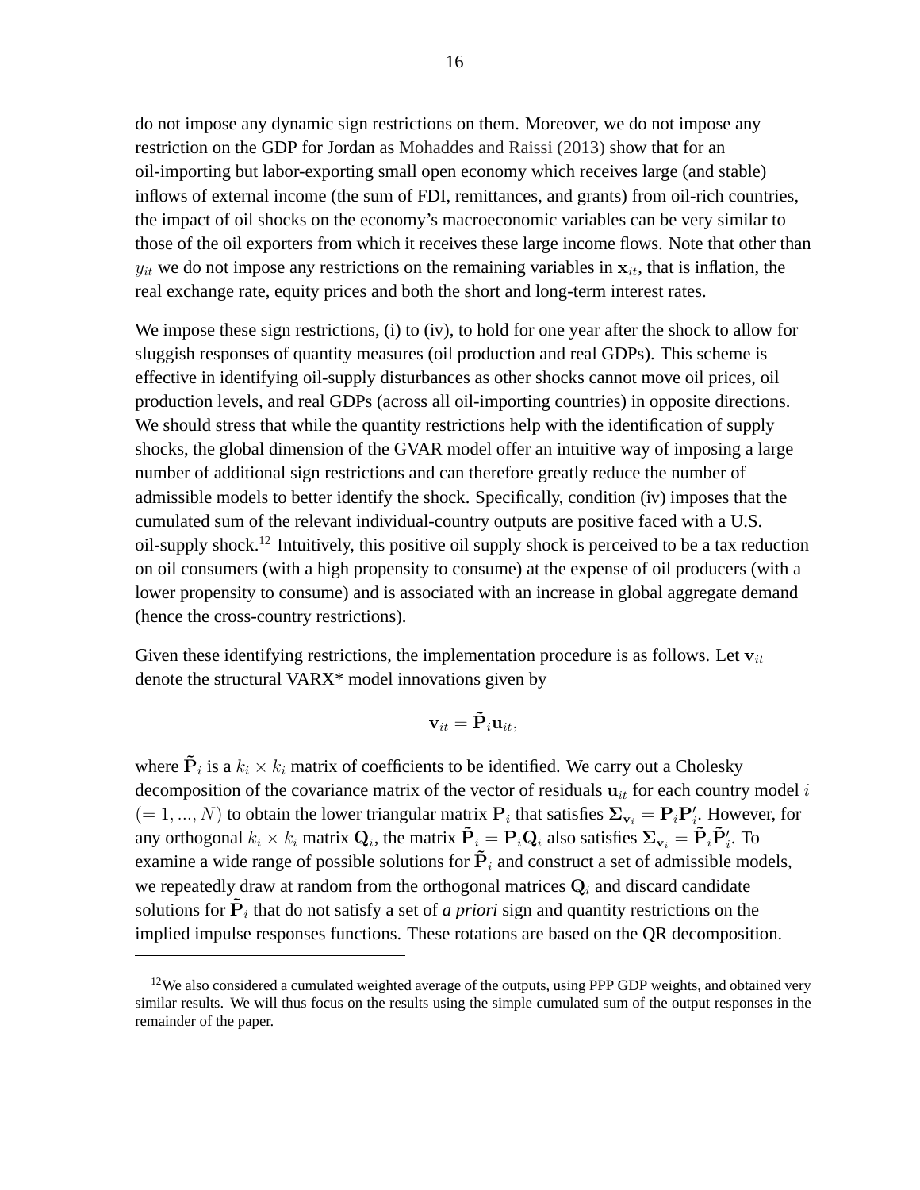do not impose any dynamic sign restrictions on them. Moreover, we do not impose any restriction on the GDP for Jordan as Mohaddes and Raissi (2013) show that for an oil-importing but labor-exporting small open economy which receives large (and stable) inflows of external income (the sum of FDI, remittances, and grants) from oil-rich countries, the impact of oil shocks on the economy's macroeconomic variables can be very similar to those of the oil exporters from which it receives these large income flows. Note that other than $y_{it}$ we do not impose any restrictions on the remaining variables in $\mathbf{x}_{it}$, that is inflation, the real exchange rate, equity prices and both the short and long-term interest rates.

We impose these sign restrictions, (i) to (iv), to hold for one year after the shock to allow for sluggish responses of quantity measures (oil production and real GDPs). This scheme is effective in identifying oil-supply disturbances as other shocks cannot move oil prices, oil production levels, and real GDPs (across all oil-importing countries) in opposite directions. We should stress that while the quantity restrictions help with the identification of supply shocks, the global dimension of the GVAR model offer an intuitive way of imposing a large number of additional sign restrictions and can therefore greatly reduce the number of admissible models to better identify the shock. Specifically, condition (iv) imposes that the cumulated sum of the relevant individual-country outputs are positive faced with a U.S. oil-supply shock.[12] Intuitively, this positive oil supply shock is perceived to be a tax reduction on oil consumers (with a high propensity to consume) at the expense of oil producers (with a lower propensity to consume) and is associated with an increase in global aggregate demand (hence the cross-country restrictions).

Given these identifying restrictions, the implementation procedure is as follows. Let $\mathbf{v}_{it}$ denote the structural VARX* model innovations given by

$$\mathbf{v}_{it} = \tilde{\mathbf{P}}_i \mathbf{u}_{it},$$

where $\tilde{\mathbf{P}}_i$ is a $k_i \times k_i$ matrix of coefficients to be identified. We carry out a Cholesky decomposition of the covariance matrix of the vector of residuals $\mathbf{u}_{it}$ for each country model $i$ $(= 1, ..., N)$ to obtain the lower triangular matrix $\mathbf{P}_i$ that satisfies $\mathbf{\Sigma}_{\mathbf{v}_i} = \mathbf{P}_i \mathbf{P}'_i$. However, for any orthogonal $k_i \times k_i$ matrix $\mathbf{Q}_i$, the matrix $\tilde{\mathbf{P}}_i = \mathbf{P}_i \mathbf{Q}_i$ also satisfies $\mathbf{\Sigma}_{\mathbf{v}_i} = \tilde{\mathbf{P}}_i \tilde{\mathbf{P}}'_i$. To examine a wide range of possible solutions for $\tilde{\mathbf{P}}_i$ and construct a set of admissible models, we repeatedly draw at random from the orthogonal matrices $\mathbf{Q}_i$ and discard candidate solutions for $\tilde{\mathbf{P}}_i$ that do not satisfy a set of *a priori* sign and quantity restrictions on the implied impulse responses functions. These rotations are based on the QR decomposition.

[12] We also considered a cumulated weighted average of the outputs, using PPP GDP weights, and obtained very similar results. We will thus focus on the results using the simple cumulated sum of the output responses in the remainder of the paper.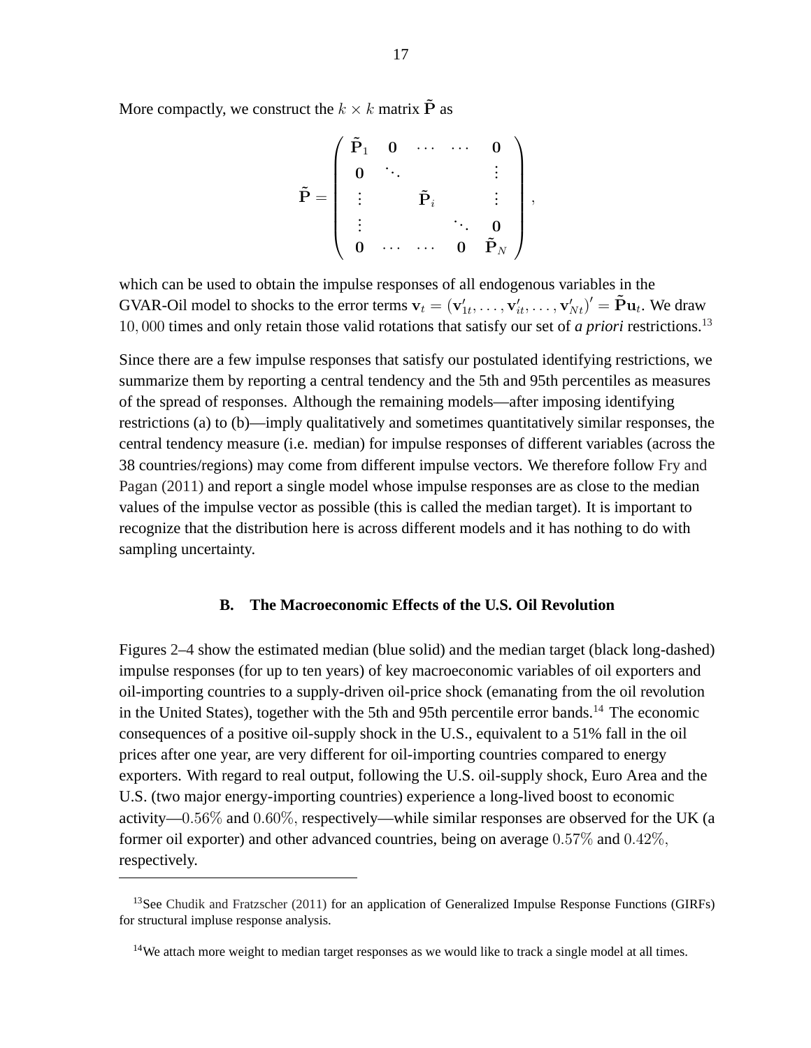More compactly, we construct the $k \times k$ matrix $\tilde{\mathbf{P}}$ as

$$
\tilde{\mathbf{P}} = \begin{pmatrix} \tilde{\mathbf{P}}_1 & \mathbf{0} & \cdots & \cdots & \mathbf{0} \\ \mathbf{0} & \ddots & & & \vdots \\ \vdots & & \tilde{\mathbf{P}}_i & & \vdots \\ \vdots & & & \ddots & \mathbf{0} \\ \mathbf{0} & \cdots & \cdots & \mathbf{0} & \tilde{\mathbf{P}}_N \end{pmatrix},
$$

which can be used to obtain the impulse responses of all endogenous variables in the GVAR-Oil model to shocks to the error terms $\mathbf{v}_t = (\mathbf{v}'_{1t}, \ldots, \mathbf{v}'_{it}, \ldots, \mathbf{v}'_{Nt})' = \tilde{\mathbf{P}}\mathbf{u}_t$. We draw $10,000$ times and only retain those valid rotations that satisfy our set of *a priori* restrictions.[13]

Since there are a few impulse responses that satisfy our postulated identifying restrictions, we summarize them by reporting a central tendency and the 5th and 95th percentiles as measures of the spread of responses. Although the remaining models—after imposing identifying restrictions (a) to (b)—imply qualitatively and sometimes quantitatively similar responses, the central tendency measure (i.e. median) for impulse responses of different variables (across the 38 countries/regions) may come from different impulse vectors. We therefore follow Fry and Pagan (2011) and report a single model whose impulse responses are as close to the median values of the impulse vector as possible (this is called the median target). It is important to recognize that the distribution here is across different models and it has nothing to do with sampling uncertainty.

### B. The Macroeconomic Effects of the U.S. Oil Revolution

Figures 2–4 show the estimated median (blue solid) and the median target (black long-dashed) impulse responses (for up to ten years) of key macroeconomic variables of oil exporters and oil-importing countries to a supply-driven oil-price shock (emanating from the oil revolution in the United States), together with the 5th and 95th percentile error bands.[14] The economic consequences of a positive oil-supply shock in the U.S., equivalent to a 51% fall in the oil prices after one year, are very different for oil-importing countries compared to energy exporters. With regard to real output, following the U.S. oil-supply shock, Euro Area and the U.S. (two major energy-importing countries) experience a long-lived boost to economic activity—$0.56\%$ and $0.60\%$, respectively—while similar responses are observed for the UK (a former oil exporter) and other advanced countries, being on average $0.57\%$ and $0.42\%$, respectively.

---

[13] See Chudik and Fratzscher (2011) for an application of Generalized Impulse Response Functions (GIRFs) for structural impluse response analysis.

[14] We attach more weight to median target responses as we would like to track a single model at all times.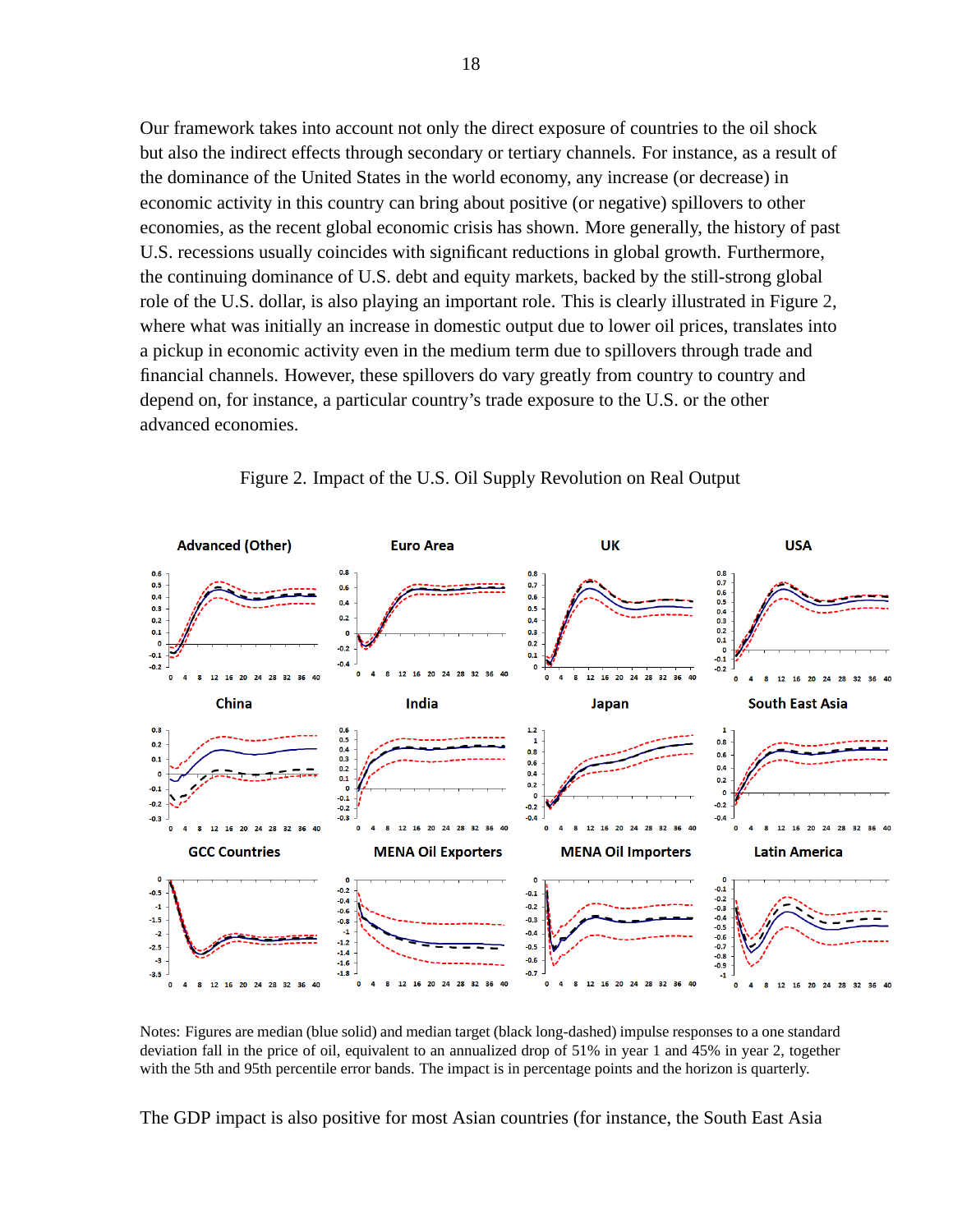Our framework takes into account not only the direct exposure of countries to the oil shock but also the indirect effects through secondary or tertiary channels. For instance, as a result of the dominance of the United States in the world economy, any increase (or decrease) in economic activity in this country can bring about positive (or negative) spillovers to other economies, as the recent global economic crisis has shown. More generally, the history of past U.S. recessions usually coincides with significant reductions in global growth. Furthermore, the continuing dominance of U.S. debt and equity markets, backed by the still-strong global role of the U.S. dollar, is also playing an important role. This is clearly illustrated in Figure 2, where what was initially an increase in domestic output due to lower oil prices, translates into a pickup in economic activity even in the medium term due to spillovers through trade and financial channels. However, these spillovers do vary greatly from country to country and depend on, for instance, a particular country's trade exposure to the U.S. or the other advanced economies.

Figure 2. Impact of the U.S. Oil Supply Revolution on Real Output

Notes: Figures are median (blue solid) and median target (black long-dashed) impulse responses to a one standard deviation fall in the price of oil, equivalent to an annualized drop of 51% in year 1 and 45% in year 2, together with the 5th and 95th percentile error bands. The impact is in percentage points and the horizon is quarterly.

The GDP impact is also positive for most Asian countries (for instance, the South East Asia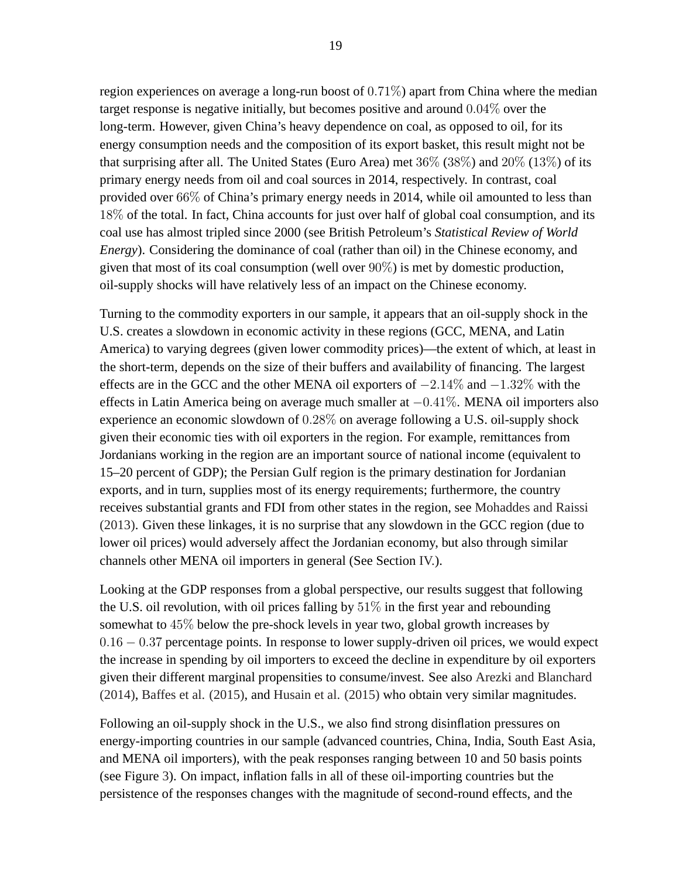region experiences on average a long-run boost of $0.71\%$) apart from China where the median target response is negative initially, but becomes positive and around $0.04\%$ over the long-term. However, given China's heavy dependence on coal, as opposed to oil, for its energy consumption needs and the composition of its export basket, this result might not be that surprising after all. The United States (Euro Area) met $36\%$ $(38\%)$ and $20\%$ $(13\%)$ of its primary energy needs from oil and coal sources in 2014, respectively. In contrast, coal provided over $66\%$ of China's primary energy needs in 2014, while oil amounted to less than $18\%$ of the total. In fact, China accounts for just over half of global coal consumption, and its coal use has almost tripled since 2000 (see British Petroleum's *Statistical Review of World Energy*). Considering the dominance of coal (rather than oil) in the Chinese economy, and given that most of its coal consumption (well over $90\%$) is met by domestic production, oil-supply shocks will have relatively less of an impact on the Chinese economy.

Turning to the commodity exporters in our sample, it appears that an oil-supply shock in the U.S. creates a slowdown in economic activity in these regions (GCC, MENA, and Latin America) to varying degrees (given lower commodity prices)—the extent of which, at least in the short-term, depends on the size of their buffers and availability of financing. The largest effects are in the GCC and the other MENA oil exporters of $-2.14\%$ and $-1.32\%$ with the effects in Latin America being on average much smaller at $-0.41\%$. MENA oil importers also experience an economic slowdown of $0.28\%$ on average following a U.S. oil-supply shock given their economic ties with oil exporters in the region. For example, remittances from Jordanians working in the region are an important source of national income (equivalent to 15–20 percent of GDP); the Persian Gulf region is the primary destination for Jordanian exports, and in turn, supplies most of its energy requirements; furthermore, the country receives substantial grants and FDI from other states in the region, see Mohaddes and Raissi (2013). Given these linkages, it is no surprise that any slowdown in the GCC region (due to lower oil prices) would adversely affect the Jordanian economy, but also through similar channels other MENA oil importers in general (See Section IV.).

Looking at the GDP responses from a global perspective, our results suggest that following the U.S. oil revolution, with oil prices falling by $51\%$ in the first year and rebounding somewhat to $45\%$ below the pre-shock levels in year two, global growth increases by $0.16 - 0.37$ percentage points. In response to lower supply-driven oil prices, we would expect the increase in spending by oil importers to exceed the decline in expenditure by oil exporters given their different marginal propensities to consume/invest. See also Arezki and Blanchard (2014), Baffes et al. (2015), and Husain et al. (2015) who obtain very similar magnitudes.

Following an oil-supply shock in the U.S., we also find strong disinflation pressures on energy-importing countries in our sample (advanced countries, China, India, South East Asia, and MENA oil importers), with the peak responses ranging between 10 and 50 basis points (see Figure 3). On impact, inflation falls in all of these oil-importing countries but the persistence of the responses changes with the magnitude of second-round effects, and the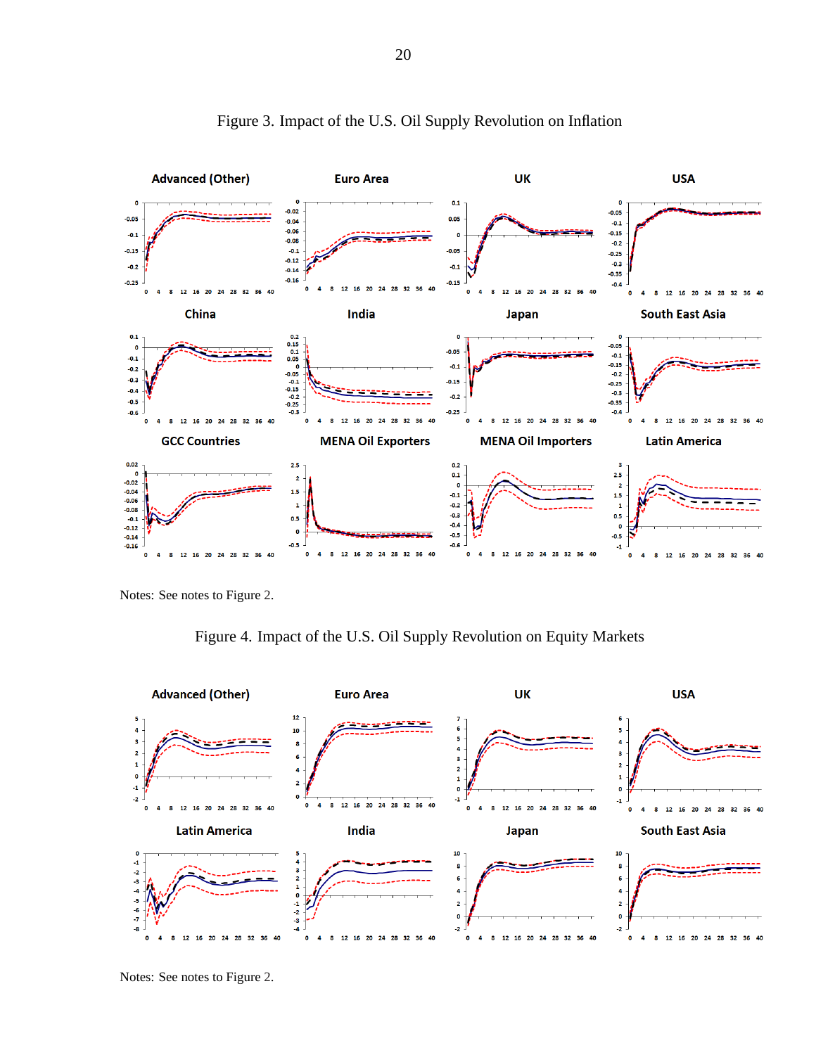Figure 3. Impact of the U.S. Oil Supply Revolution on Inflation

Notes: See notes to Figure 2.

Figure 4. Impact of the U.S. Oil Supply Revolution on Equity Markets

Notes: See notes to Figure 2.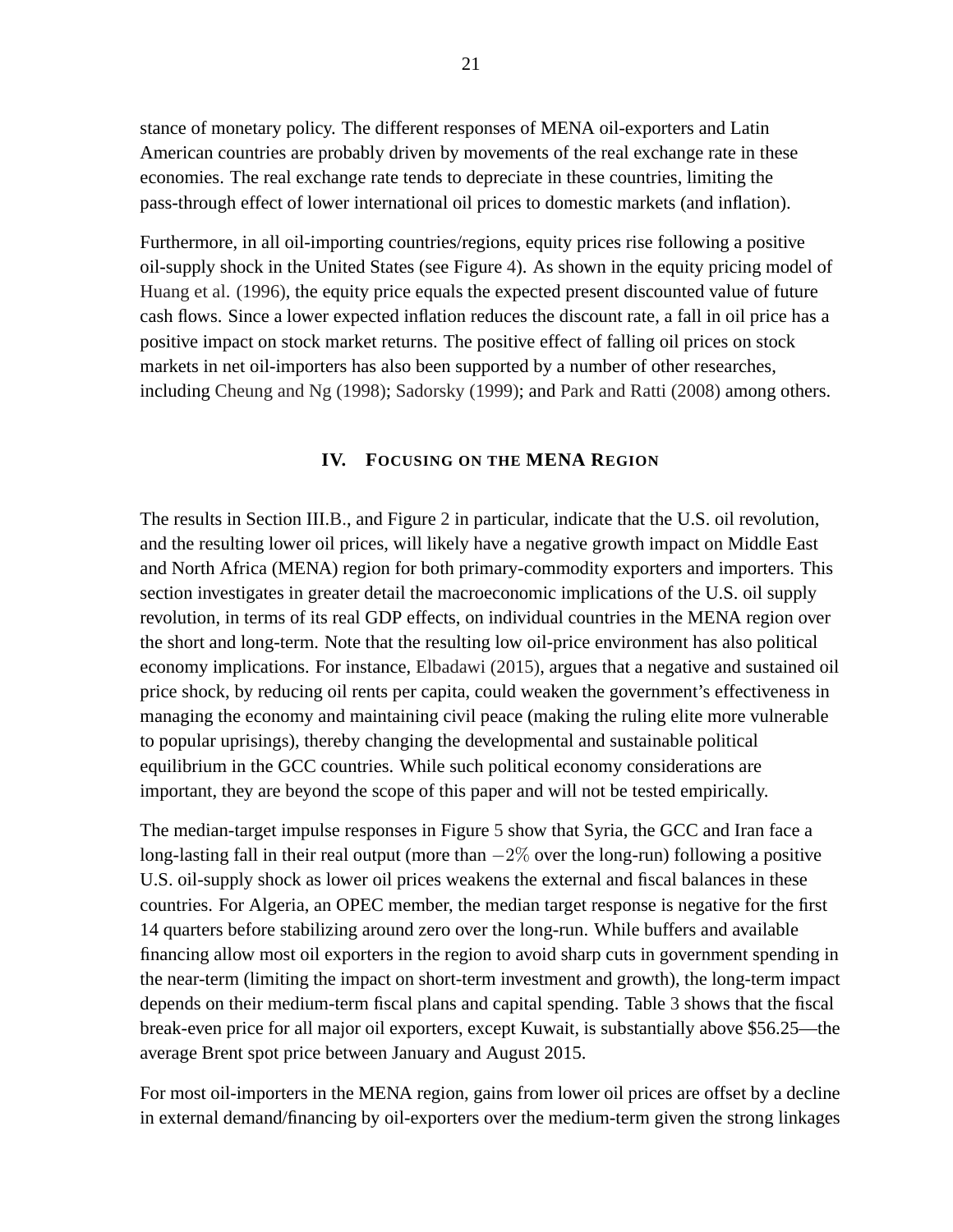stance of monetary policy. The different responses of MENA oil-exporters and Latin American countries are probably driven by movements of the real exchange rate in these economies. The real exchange rate tends to depreciate in these countries, limiting the pass-through effect of lower international oil prices to domestic markets (and inflation).

Furthermore, in all oil-importing countries/regions, equity prices rise following a positive oil-supply shock in the United States (see Figure 4). As shown in the equity pricing model of Huang et al. (1996), the equity price equals the expected present discounted value of future cash flows. Since a lower expected inflation reduces the discount rate, a fall in oil price has a positive impact on stock market returns. The positive effect of falling oil prices on stock markets in net oil-importers has also been supported by a number of other researches, including Cheung and Ng (1998); Sadorsky (1999); and Park and Ratti (2008) among others.

## IV. Focusing on the MENA Region

The results in Section III.B., and Figure 2 in particular, indicate that the U.S. oil revolution, and the resulting lower oil prices, will likely have a negative growth impact on Middle East and North Africa (MENA) region for both primary-commodity exporters and importers. This section investigates in greater detail the macroeconomic implications of the U.S. oil supply revolution, in terms of its real GDP effects, on individual countries in the MENA region over the short and long-term. Note that the resulting low oil-price environment has also political economy implications. For instance, Elbadawi (2015), argues that a negative and sustained oil price shock, by reducing oil rents per capita, could weaken the government's effectiveness in managing the economy and maintaining civil peace (making the ruling elite more vulnerable to popular uprisings), thereby changing the developmental and sustainable political equilibrium in the GCC countries. While such political economy considerations are important, they are beyond the scope of this paper and will not be tested empirically.

The median-target impulse responses in Figure 5 show that Syria, the GCC and Iran face a long-lasting fall in their real output (more than $-2\%$ over the long-run) following a positive U.S. oil-supply shock as lower oil prices weakens the external and fiscal balances in these countries. For Algeria, an OPEC member, the median target response is negative for the first 14 quarters before stabilizing around zero over the long-run. While buffers and available financing allow most oil exporters in the region to avoid sharp cuts in government spending in the near-term (limiting the impact on short-term investment and growth), the long-term impact depends on their medium-term fiscal plans and capital spending. Table 3 shows that the fiscal break-even price for all major oil exporters, except Kuwait, is substantially above \$56.25—the average Brent spot price between January and August 2015.

For most oil-importers in the MENA region, gains from lower oil prices are offset by a decline in external demand/financing by oil-exporters over the medium-term given the strong linkages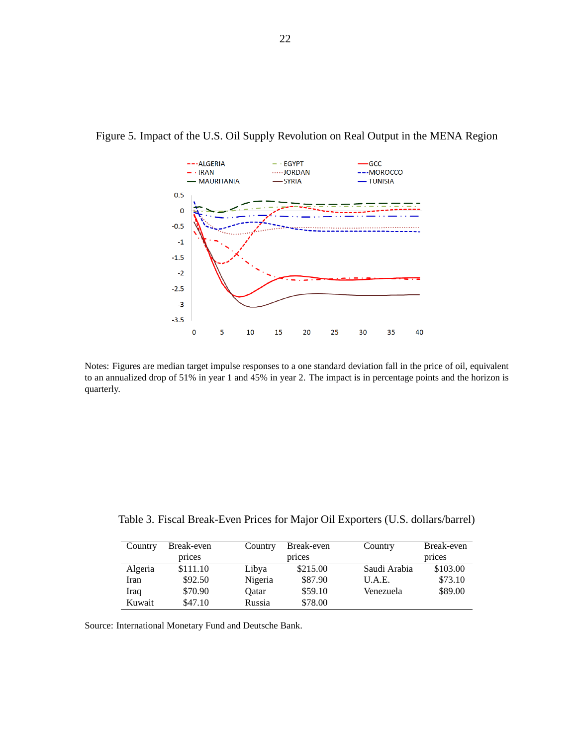Figure 5. Impact of the U.S. Oil Supply Revolution on Real Output in the MENA Region

Notes: Figures are median target impulse responses to a one standard deviation fall in the price of oil, equivalent to an annualized drop of 51% in year 1 and 45% in year 2. The impact is in percentage points and the horizon is quarterly.

Table 3. Fiscal Break-Even Prices for Major Oil Exporters (U.S. dollars/barrel)

| Country | Break-even prices | Country | Break-even prices | Country | Break-even prices |
|---|---|---|---|---|---|
| Algeria | $111.10 | Libya | $215.00 | Saudi Arabia | $103.00 |
| Iran | $92.50 | Nigeria | $87.90 | U.A.E. | $73.10 |
| Iraq | $70.90 | Qatar | $59.10 | Venezuela | $89.00 |
| Kuwait | $47.10 | Russia | $78.00 | | |

Source: International Monetary Fund and Deutsche Bank.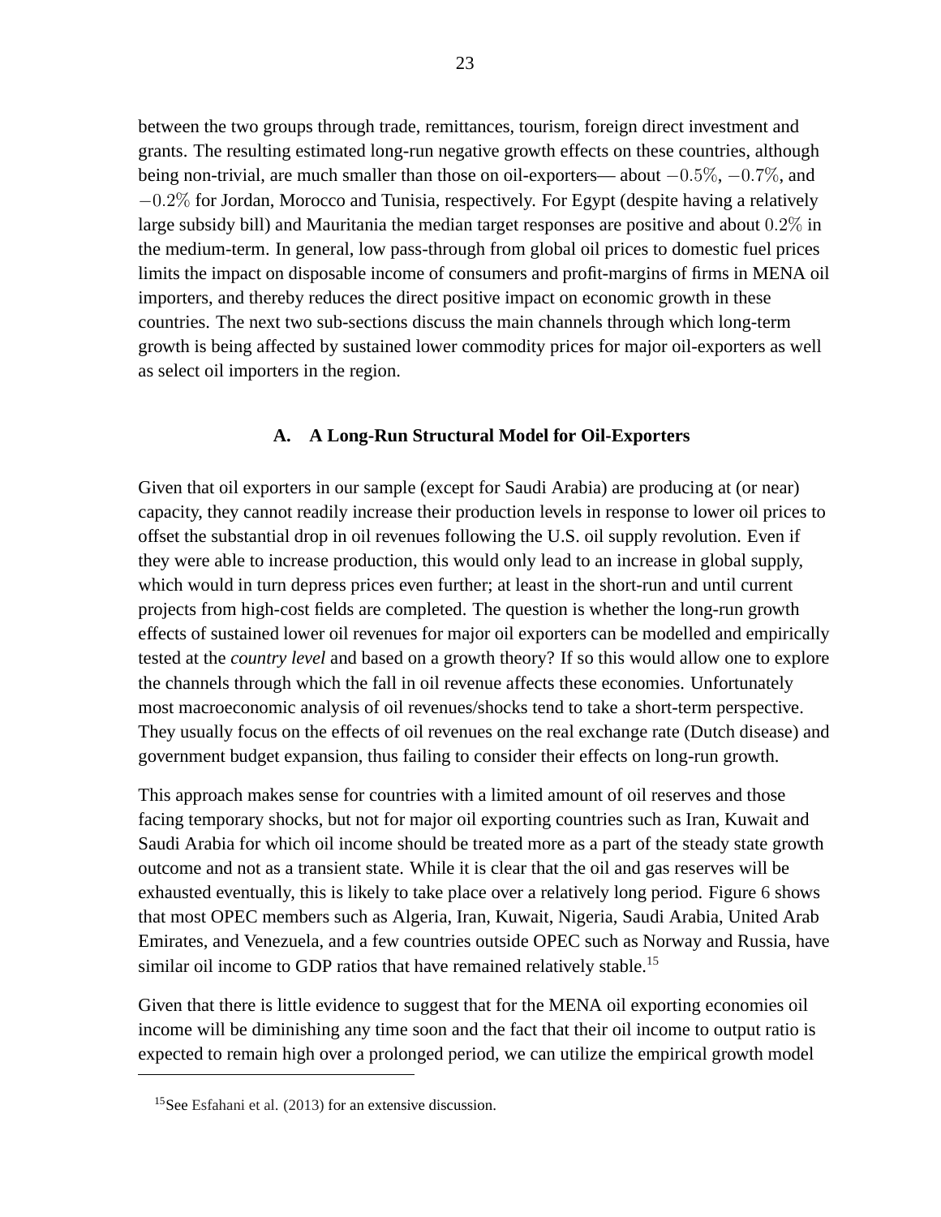between the two groups through trade, remittances, tourism, foreign direct investment and grants. The resulting estimated long-run negative growth effects on these countries, although being non-trivial, are much smaller than those on oil-exporters— about $-0.5\%$, $-0.7\%$, and $-0.2\%$ for Jordan, Morocco and Tunisia, respectively. For Egypt (despite having a relatively large subsidy bill) and Mauritania the median target responses are positive and about $0.2\%$ in the medium-term. In general, low pass-through from global oil prices to domestic fuel prices limits the impact on disposable income of consumers and profit-margins of firms in MENA oil importers, and thereby reduces the direct positive impact on economic growth in these countries. The next two sub-sections discuss the main channels through which long-term growth is being affected by sustained lower commodity prices for major oil-exporters as well as select oil importers in the region.

### A. A Long-Run Structural Model for Oil-Exporters

Given that oil exporters in our sample (except for Saudi Arabia) are producing at (or near) capacity, they cannot readily increase their production levels in response to lower oil prices to offset the substantial drop in oil revenues following the U.S. oil supply revolution. Even if they were able to increase production, this would only lead to an increase in global supply, which would in turn depress prices even further; at least in the short-run and until current projects from high-cost fields are completed. The question is whether the long-run growth effects of sustained lower oil revenues for major oil exporters can be modelled and empirically tested at the *country level* and based on a growth theory? If so this would allow one to explore the channels through which the fall in oil revenue affects these economies. Unfortunately most macroeconomic analysis of oil revenues/shocks tend to take a short-term perspective. They usually focus on the effects of oil revenues on the real exchange rate (Dutch disease) and government budget expansion, thus failing to consider their effects on long-run growth.

This approach makes sense for countries with a limited amount of oil reserves and those facing temporary shocks, but not for major oil exporting countries such as Iran, Kuwait and Saudi Arabia for which oil income should be treated more as a part of the steady state growth outcome and not as a transient state. While it is clear that the oil and gas reserves will be exhausted eventually, this is likely to take place over a relatively long period. Figure 6 shows that most OPEC members such as Algeria, Iran, Kuwait, Nigeria, Saudi Arabia, United Arab Emirates, and Venezuela, and a few countries outside OPEC such as Norway and Russia, have similar oil income to GDP ratios that have remained relatively stable.[15]

Given that there is little evidence to suggest that for the MENA oil exporting economies oil income will be diminishing any time soon and the fact that their oil income to output ratio is expected to remain high over a prolonged period, we can utilize the empirical growth model

[15] See Esfahani et al. (2013) for an extensive discussion.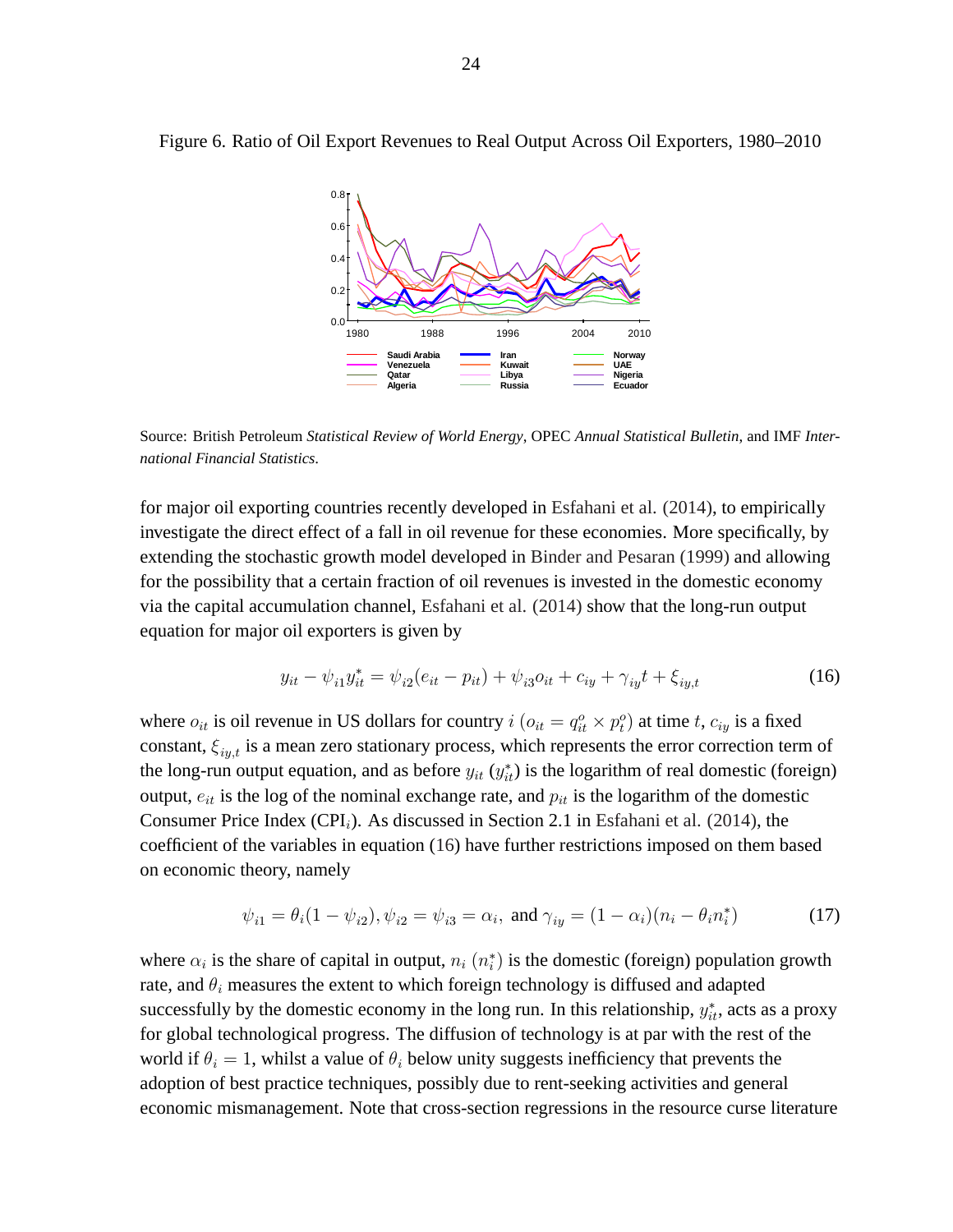Figure 6. Ratio of Oil Export Revenues to Real Output Across Oil Exporters, 1980–2010

Source: British Petroleum *Statistical Review of World Energy*, OPEC *Annual Statistical Bulletin*, and IMF *International Financial Statistics*.

for major oil exporting countries recently developed in Esfahani et al. (2014), to empirically investigate the direct effect of a fall in oil revenue for these economies. More specifically, by extending the stochastic growth model developed in Binder and Pesaran (1999) and allowing for the possibility that a certain fraction of oil revenues is invested in the domestic economy via the capital accumulation channel, Esfahani et al. (2014) show that the long-run output equation for major oil exporters is given by

$$y_{it} - \psi_{i1} y_{it}^* = \psi_{i2}(e_{it} - p_{it}) + \psi_{i3} o_{it} + c_{iy} + \gamma_{iy} t + \xi_{iy,t} \tag{16}$$

where $o_{it}$ is oil revenue in US dollars for country $i$ ($o_{it} = q_{it}^o \times p_t^o$) at time $t$, $c_{iy}$ is a fixed constant, $\xi_{iy,t}$ is a mean zero stationary process, which represents the error correction term of the long-run output equation, and as before $y_{it}$ ($y_{it}^*$) is the logarithm of real domestic (foreign) output, $e_{it}$ is the log of the nominal exchange rate, and $p_{it}$ is the logarithm of the domestic Consumer Price Index (CPI$_i$). As discussed in Section 2.1 in Esfahani et al. (2014), the coefficient of the variables in equation (16) have further restrictions imposed on them based on economic theory, namely

$$\psi_{i1} = \theta_i(1 - \psi_{i2}), \psi_{i2} = \psi_{i3} = \alpha_i, \text{ and } \gamma_{iy} = (1 - \alpha_i)(n_i - \theta_i n_i^*) \tag{17}$$

where $\alpha_i$ is the share of capital in output, $n_i$ ($n_i^*$) is the domestic (foreign) population growth rate, and $\theta_i$ measures the extent to which foreign technology is diffused and adapted successfully by the domestic economy in the long run. In this relationship, $y_{it}^*$, acts as a proxy for global technological progress. The diffusion of technology is at par with the rest of the world if $\theta_i = 1$, whilst a value of $\theta_i$ below unity suggests inefficiency that prevents the adoption of best practice techniques, possibly due to rent-seeking activities and general economic mismanagement. Note that cross-section regressions in the resource curse literature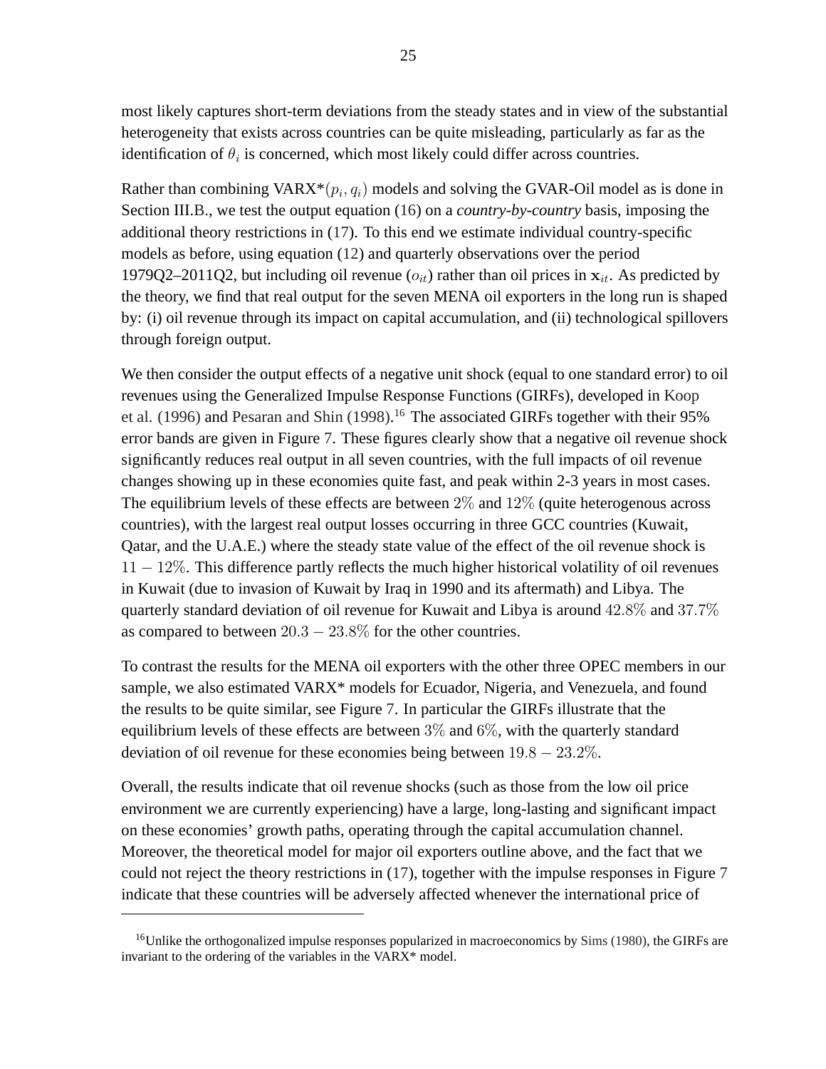most likely captures short-term deviations from the steady states and in view of the substantial heterogeneity that exists across countries can be quite misleading, particularly as far as the identification of $\theta_i$ is concerned, which most likely could differ across countries.

Rather than combining VARX*$(p_i, q_i)$ models and solving the GVAR-Oil model as is done in Section III.B., we test the output equation (16) on a *country-by-country* basis, imposing the additional theory restrictions in (17). To this end we estimate individual country-specific models as before, using equation (12) and quarterly observations over the period 1979Q2–2011Q2, but including oil revenue ($o_{it}$) rather than oil prices in $\mathbf{x}_{it}$. As predicted by the theory, we find that real output for the seven MENA oil exporters in the long run is shaped by: (i) oil revenue through its impact on capital accumulation, and (ii) technological spillovers through foreign output.

We then consider the output effects of a negative unit shock (equal to one standard error) to oil revenues using the Generalized Impulse Response Functions (GIRFs), developed in Koop et al. (1996) and Pesaran and Shin (1998).[16] The associated GIRFs together with their 95% error bands are given in Figure 7. These figures clearly show that a negative oil revenue shock significantly reduces real output in all seven countries, with the full impacts of oil revenue changes showing up in these economies quite fast, and peak within 2-3 years in most cases. The equilibrium levels of these effects are between $2\%$ and $12\%$ (quite heterogenous across countries), with the largest real output losses occurring in three GCC countries (Kuwait, Qatar, and the U.A.E.) where the steady state value of the effect of the oil revenue shock is $11 - 12\%$. This difference partly reflects the much higher historical volatility of oil revenues in Kuwait (due to invasion of Kuwait by Iraq in 1990 and its aftermath) and Libya. The quarterly standard deviation of oil revenue for Kuwait and Libya is around $42.8\%$ and $37.7\%$ as compared to between $20.3 - 23.8\%$ for the other countries.

To contrast the results for the MENA oil exporters with the other three OPEC members in our sample, we also estimated VARX* models for Ecuador, Nigeria, and Venezuela, and found the results to be quite similar, see Figure 7. In particular the GIRFs illustrate that the equilibrium levels of these effects are between $3\%$ and $6\%$, with the quarterly standard deviation of oil revenue for these economies being between $19.8 - 23.2\%$.

Overall, the results indicate that oil revenue shocks (such as those from the low oil price environment we are currently experiencing) have a large, long-lasting and significant impact on these economies' growth paths, operating through the capital accumulation channel. Moreover, the theoretical model for major oil exporters outline above, and the fact that we could not reject the theory restrictions in (17), together with the impulse responses in Figure 7 indicate that these countries will be adversely affected whenever the international price of

[16] Unlike the orthogonalized impulse responses popularized in macroeconomics by Sims (1980), the GIRFs are invariant to the ordering of the variables in the VARX* model.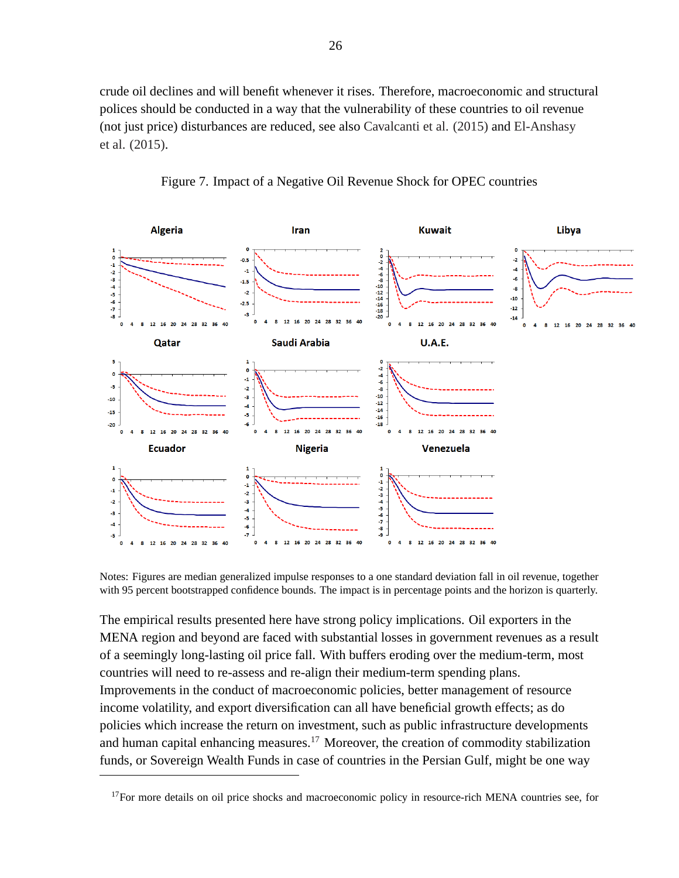crude oil declines and will benefit whenever it rises. Therefore, macroeconomic and structural polices should be conducted in a way that the vulnerability of these countries to oil revenue (not just price) disturbances are reduced, see also Cavalcanti et al. (2015) and El-Anshasy et al. (2015).

Figure 7. Impact of a Negative Oil Revenue Shock for OPEC countries

Notes: Figures are median generalized impulse responses to a one standard deviation fall in oil revenue, together with 95 percent bootstrapped confidence bounds. The impact is in percentage points and the horizon is quarterly.

The empirical results presented here have strong policy implications. Oil exporters in the MENA region and beyond are faced with substantial losses in government revenues as a result of a seemingly long-lasting oil price fall. With buffers eroding over the medium-term, most countries will need to re-assess and re-align their medium-term spending plans. Improvements in the conduct of macroeconomic policies, better management of resource income volatility, and export diversification can all have beneficial growth effects; as do policies which increase the return on investment, such as public infrastructure developments and human capital enhancing measures.[17] Moreover, the creation of commodity stabilization funds, or Sovereign Wealth Funds in case of countries in the Persian Gulf, might be one way

[17]For more details on oil price shocks and macroeconomic policy in resource-rich MENA countries see, for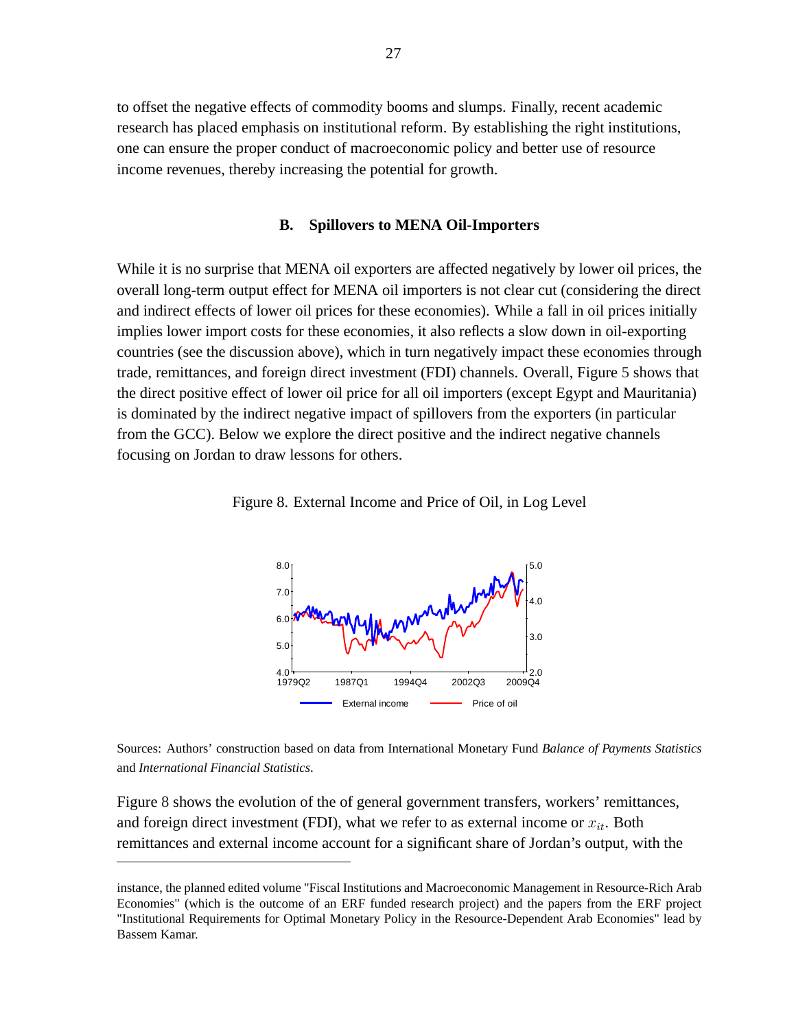to offset the negative effects of commodity booms and slumps. Finally, recent academic research has placed emphasis on institutional reform. By establishing the right institutions, one can ensure the proper conduct of macroeconomic policy and better use of resource income revenues, thereby increasing the potential for growth.

### B. Spillovers to MENA Oil-Importers

While it is no surprise that MENA oil exporters are affected negatively by lower oil prices, the overall long-term output effect for MENA oil importers is not clear cut (considering the direct and indirect effects of lower oil prices for these economies). While a fall in oil prices initially implies lower import costs for these economies, it also reflects a slow down in oil-exporting countries (see the discussion above), which in turn negatively impact these economies through trade, remittances, and foreign direct investment (FDI) channels. Overall, Figure 5 shows that the direct positive effect of lower oil price for all oil importers (except Egypt and Mauritania) is dominated by the indirect negative impact of spillovers from the exporters (in particular from the GCC). Below we explore the direct positive and the indirect negative channels focusing on Jordan to draw lessons for others.

Figure 8. External Income and Price of Oil, in Log Level

Sources: Authors' construction based on data from International Monetary Fund *Balance of Payments Statistics* and *International Financial Statistics*.

Figure 8 shows the evolution of the of general government transfers, workers' remittances, and foreign direct investment (FDI), what we refer to as external income or $x_{it}$. Both remittances and external income account for a significant share of Jordan's output, with the

---

instance, the planned edited volume "Fiscal Institutions and Macroeconomic Management in Resource-Rich Arab Economies" (which is the outcome of an ERF funded research project) and the papers from the ERF project "Institutional Requirements for Optimal Monetary Policy in the Resource-Dependent Arab Economies" lead by Bassem Kamar.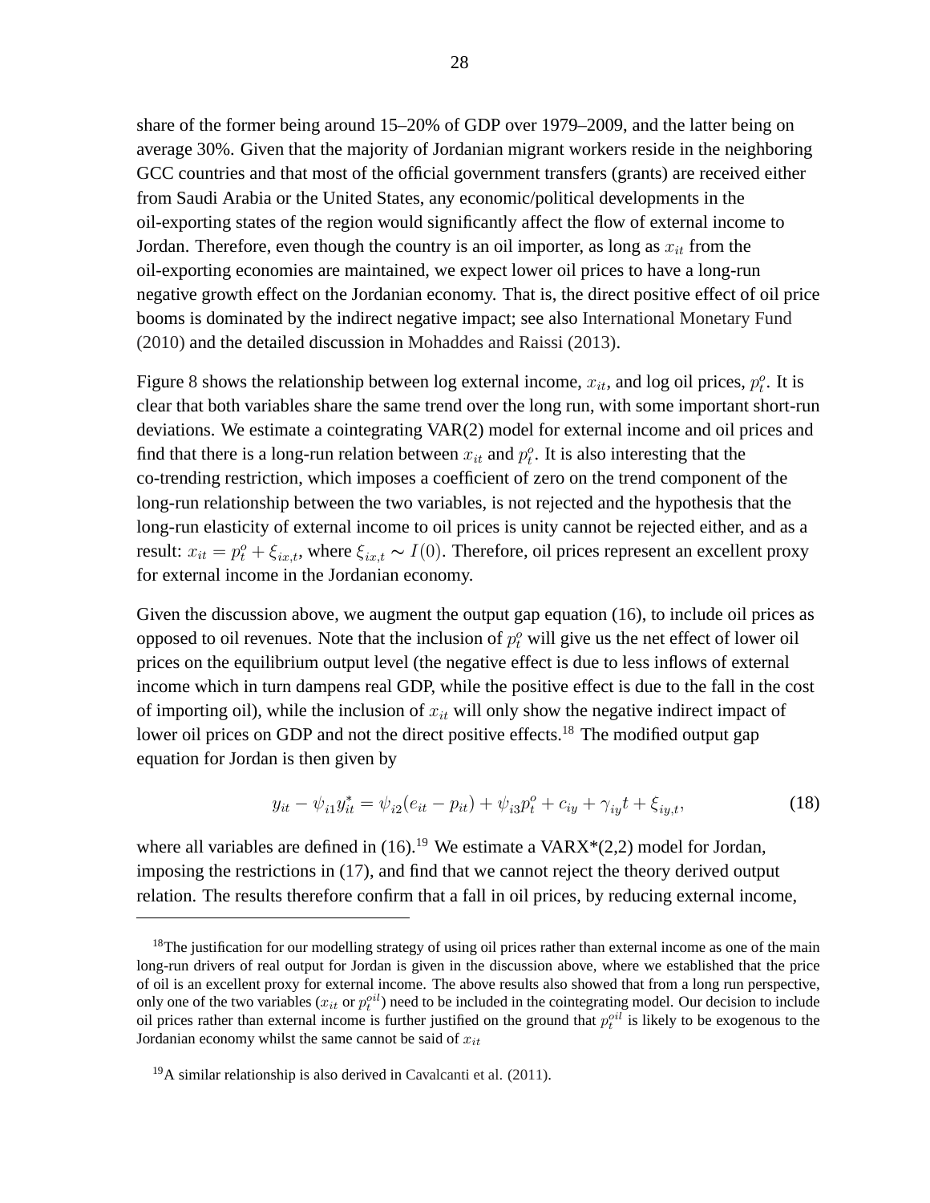share of the former being around 15–20% of GDP over 1979–2009, and the latter being on average 30%. Given that the majority of Jordanian migrant workers reside in the neighboring GCC countries and that most of the official government transfers (grants) are received either from Saudi Arabia or the United States, any economic/political developments in the oil-exporting states of the region would significantly affect the flow of external income to Jordan. Therefore, even though the country is an oil importer, as long as $x_{it}$ from the oil-exporting economies are maintained, we expect lower oil prices to have a long-run negative growth effect on the Jordanian economy. That is, the direct positive effect of oil price booms is dominated by the indirect negative impact; see also International Monetary Fund (2010) and the detailed discussion in Mohaddes and Raissi (2013).

Figure 8 shows the relationship between log external income, $x_{it}$, and log oil prices, $p_t^o$. It is clear that both variables share the same trend over the long run, with some important short-run deviations. We estimate a cointegrating VAR(2) model for external income and oil prices and find that there is a long-run relation between $x_{it}$ and $p_t^o$. It is also interesting that the co-trending restriction, which imposes a coefficient of zero on the trend component of the long-run relationship between the two variables, is not rejected and the hypothesis that the long-run elasticity of external income to oil prices is unity cannot be rejected either, and as a result: $x_{it} = p_t^o + \xi_{ix,t}$, where $\xi_{ix,t} \sim I(0)$. Therefore, oil prices represent an excellent proxy for external income in the Jordanian economy.

Given the discussion above, we augment the output gap equation (16), to include oil prices as opposed to oil revenues. Note that the inclusion of $p_t^o$ will give us the net effect of lower oil prices on the equilibrium output level (the negative effect is due to less inflows of external income which in turn dampens real GDP, while the positive effect is due to the fall in the cost of importing oil), while the inclusion of $x_{it}$ will only show the negative indirect impact of lower oil prices on GDP and not the direct positive effects.[18] The modified output gap equation for Jordan is then given by

$$y_{it} - \psi_{i1} y_{it}^* = \psi_{i2}(e_{it} - p_{it}) + \psi_{i3} p_t^o + c_{iy} + \gamma_{iy} t + \xi_{iy,t}, \tag{18}$$

where all variables are defined in (16).[19] We estimate a VARX*(2,2) model for Jordan, imposing the restrictions in (17), and find that we cannot reject the theory derived output relation. The results therefore confirm that a fall in oil prices, by reducing external income,

---

[18] The justification for our modelling strategy of using oil prices rather than external income as one of the main long-run drivers of real output for Jordan is given in the discussion above, where we established that the price of oil is an excellent proxy for external income. The above results also showed that from a long run perspective, only one of the two variables ($x_{it}$ or $p_t^{oil}$) need to be included in the cointegrating model. Our decision to include oil prices rather than external income is further justified on the ground that $p_t^{oil}$ is likely to be exogenous to the Jordanian economy whilst the same cannot be said of $x_{it}$

[19] A similar relationship is also derived in Cavalcanti et al. (2011).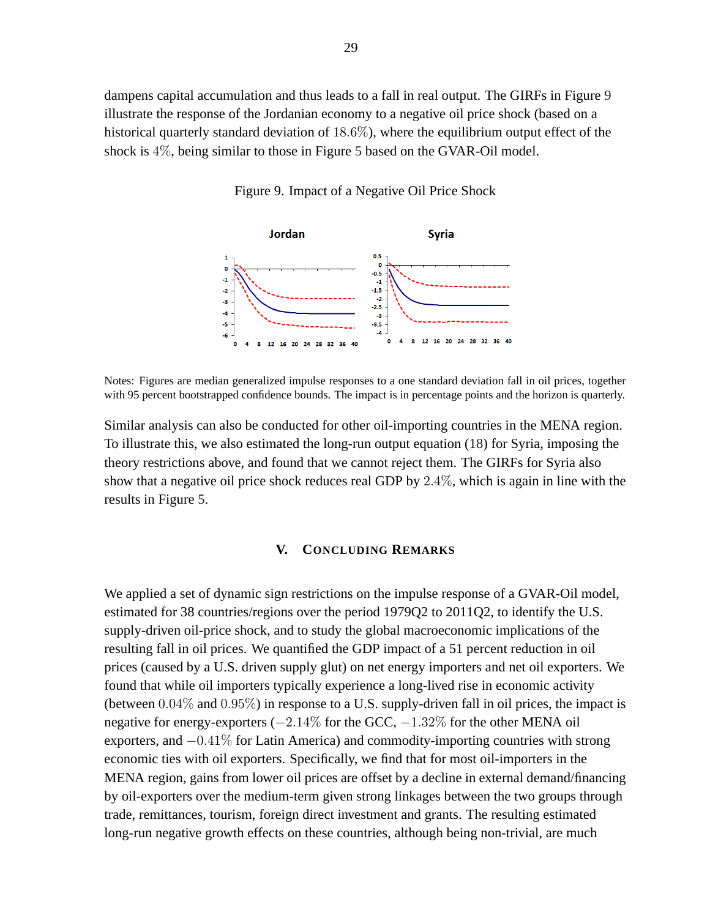dampens capital accumulation and thus leads to a fall in real output. The GIRFs in Figure 9 illustrate the response of the Jordanian economy to a negative oil price shock (based on a historical quarterly standard deviation of $18.6\%$), where the equilibrium output effect of the shock is $4\%$, being similar to those in Figure 5 based on the GVAR-Oil model.

Figure 9. Impact of a Negative Oil Price Shock

Notes: Figures are median generalized impulse responses to a one standard deviation fall in oil prices, together with 95 percent bootstrapped confidence bounds. The impact is in percentage points and the horizon is quarterly.

Similar analysis can also be conducted for other oil-importing countries in the MENA region. To illustrate this, we also estimated the long-run output equation (18) for Syria, imposing the theory restrictions above, and found that we cannot reject them. The GIRFs for Syria also show that a negative oil price shock reduces real GDP by $2.4\%$, which is again in line with the results in Figure 5.

## V. Concluding Remarks

We applied a set of dynamic sign restrictions on the impulse response of a GVAR-Oil model, estimated for 38 countries/regions over the period 1979Q2 to 2011Q2, to identify the U.S. supply-driven oil-price shock, and to study the global macroeconomic implications of the resulting fall in oil prices. We quantified the GDP impact of a 51 percent reduction in oil prices (caused by a U.S. driven supply glut) on net energy importers and net oil exporters. We found that while oil importers typically experience a long-lived rise in economic activity (between $0.04\%$ and $0.95\%$) in response to a U.S. supply-driven fall in oil prices, the impact is negative for energy-exporters ($-2.14\%$ for the GCC, $-1.32\%$ for the other MENA oil exporters, and $-0.41\%$ for Latin America) and commodity-importing countries with strong economic ties with oil exporters. Specifically, we find that for most oil-importers in the MENA region, gains from lower oil prices are offset by a decline in external demand/financing by oil-exporters over the medium-term given strong linkages between the two groups through trade, remittances, tourism, foreign direct investment and grants. The resulting estimated long-run negative growth effects on these countries, although being non-trivial, are much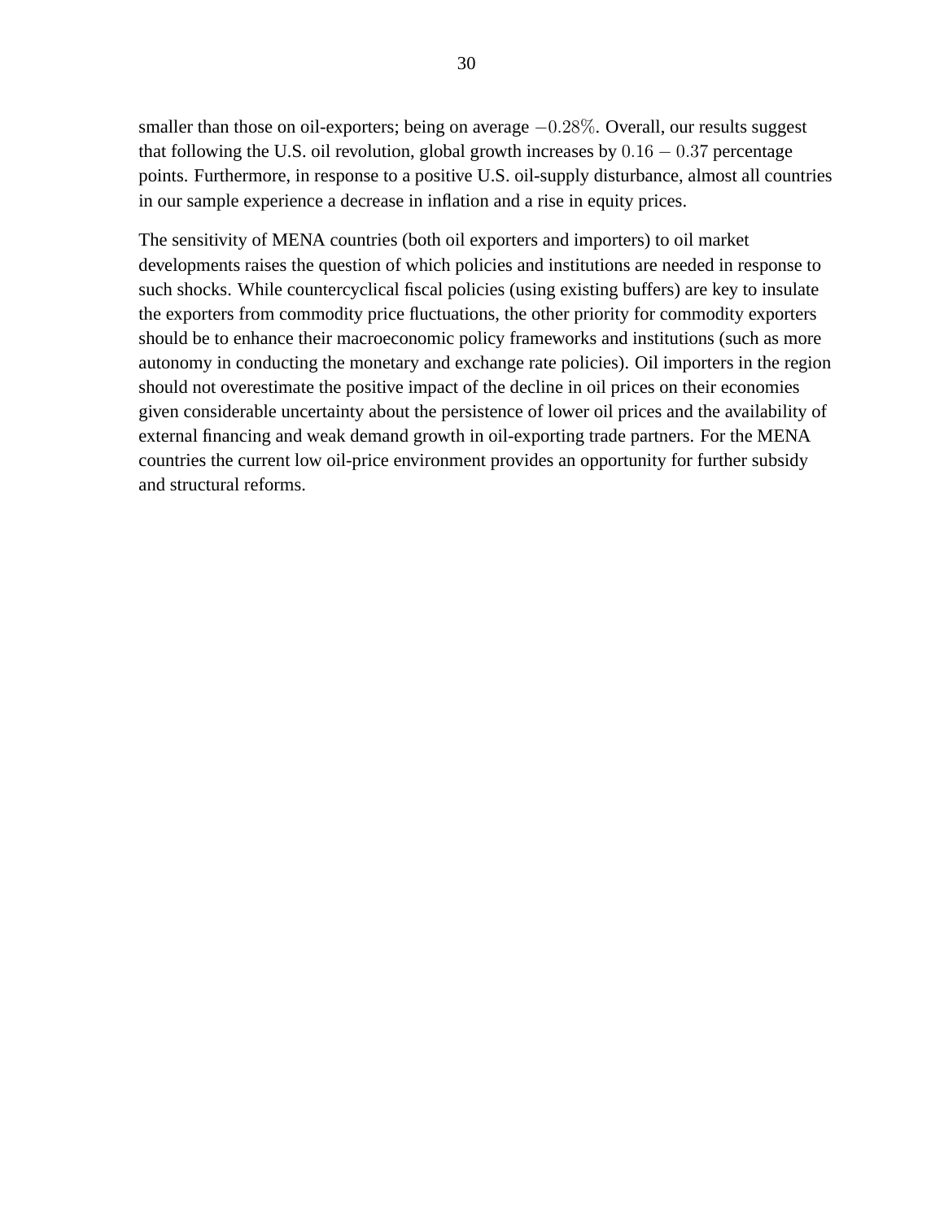smaller than those on oil-exporters; being on average $-0.28\%$. Overall, our results suggest that following the U.S. oil revolution, global growth increases by $0.16 - 0.37$ percentage points. Furthermore, in response to a positive U.S. oil-supply disturbance, almost all countries in our sample experience a decrease in inflation and a rise in equity prices.

The sensitivity of MENA countries (both oil exporters and importers) to oil market developments raises the question of which policies and institutions are needed in response to such shocks. While countercyclical fiscal policies (using existing buffers) are key to insulate the exporters from commodity price fluctuations, the other priority for commodity exporters should be to enhance their macroeconomic policy frameworks and institutions (such as more autonomy in conducting the monetary and exchange rate policies). Oil importers in the region should not overestimate the positive impact of the decline in oil prices on their economies given considerable uncertainty about the persistence of lower oil prices and the availability of external financing and weak demand growth in oil-exporting trade partners. For the MENA countries the current low oil-price environment provides an opportunity for further subsidy and structural reforms.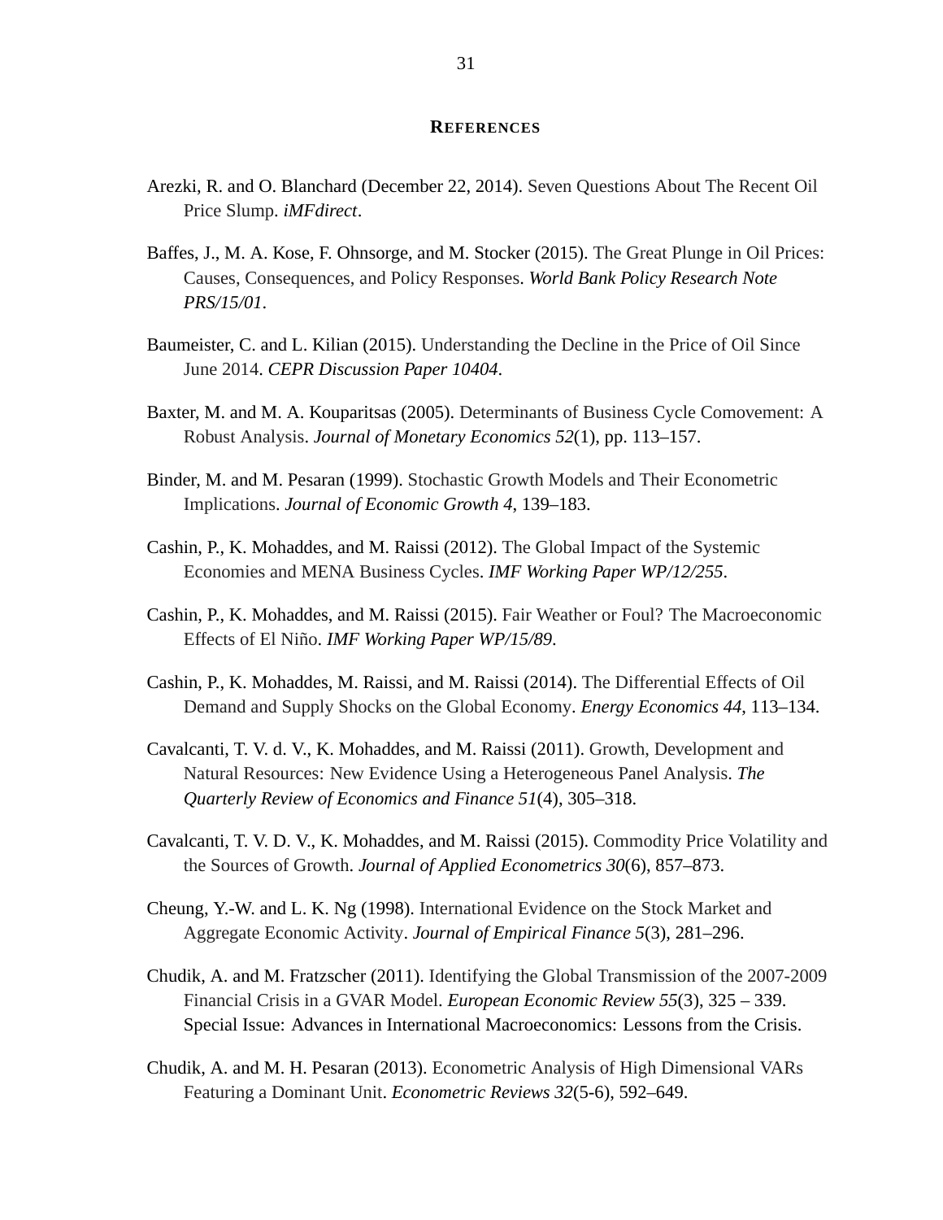## References

Arezki, R. and O. Blanchard (December 22, 2014). Seven Questions About The Recent Oil Price Slump. *iMFdirect*.

Baffes, J., M. A. Kose, F. Ohnsorge, and M. Stocker (2015). The Great Plunge in Oil Prices: Causes, Consequences, and Policy Responses. *World Bank Policy Research Note PRS/15/01*.

Baumeister, C. and L. Kilian (2015). Understanding the Decline in the Price of Oil Since June 2014. *CEPR Discussion Paper 10404*.

Baxter, M. and M. A. Kouparitsas (2005). Determinants of Business Cycle Comovement: A Robust Analysis. *Journal of Monetary Economics 52*(1), pp. 113–157.

Binder, M. and M. Pesaran (1999). Stochastic Growth Models and Their Econometric Implications. *Journal of Economic Growth 4*, 139–183.

Cashin, P., K. Mohaddes, and M. Raissi (2012). The Global Impact of the Systemic Economies and MENA Business Cycles. *IMF Working Paper WP/12/255*.

Cashin, P., K. Mohaddes, and M. Raissi (2015). Fair Weather or Foul? The Macroeconomic Effects of El Niño. *IMF Working Paper WP/15/89*.

Cashin, P., K. Mohaddes, M. Raissi, and M. Raissi (2014). The Differential Effects of Oil Demand and Supply Shocks on the Global Economy. *Energy Economics 44*, 113–134.

Cavalcanti, T. V. d. V., K. Mohaddes, and M. Raissi (2011). Growth, Development and Natural Resources: New Evidence Using a Heterogeneous Panel Analysis. *The Quarterly Review of Economics and Finance 51*(4), 305–318.

Cavalcanti, T. V. D. V., K. Mohaddes, and M. Raissi (2015). Commodity Price Volatility and the Sources of Growth. *Journal of Applied Econometrics 30*(6), 857–873.

Cheung, Y.-W. and L. K. Ng (1998). International Evidence on the Stock Market and Aggregate Economic Activity. *Journal of Empirical Finance 5*(3), 281–296.

Chudik, A. and M. Fratzscher (2011). Identifying the Global Transmission of the 2007-2009 Financial Crisis in a GVAR Model. *European Economic Review 55*(3), 325 – 339. Special Issue: Advances in International Macroeconomics: Lessons from the Crisis.

Chudik, A. and M. H. Pesaran (2013). Econometric Analysis of High Dimensional VARs Featuring a Dominant Unit. *Econometric Reviews 32*(5-6), 592–649.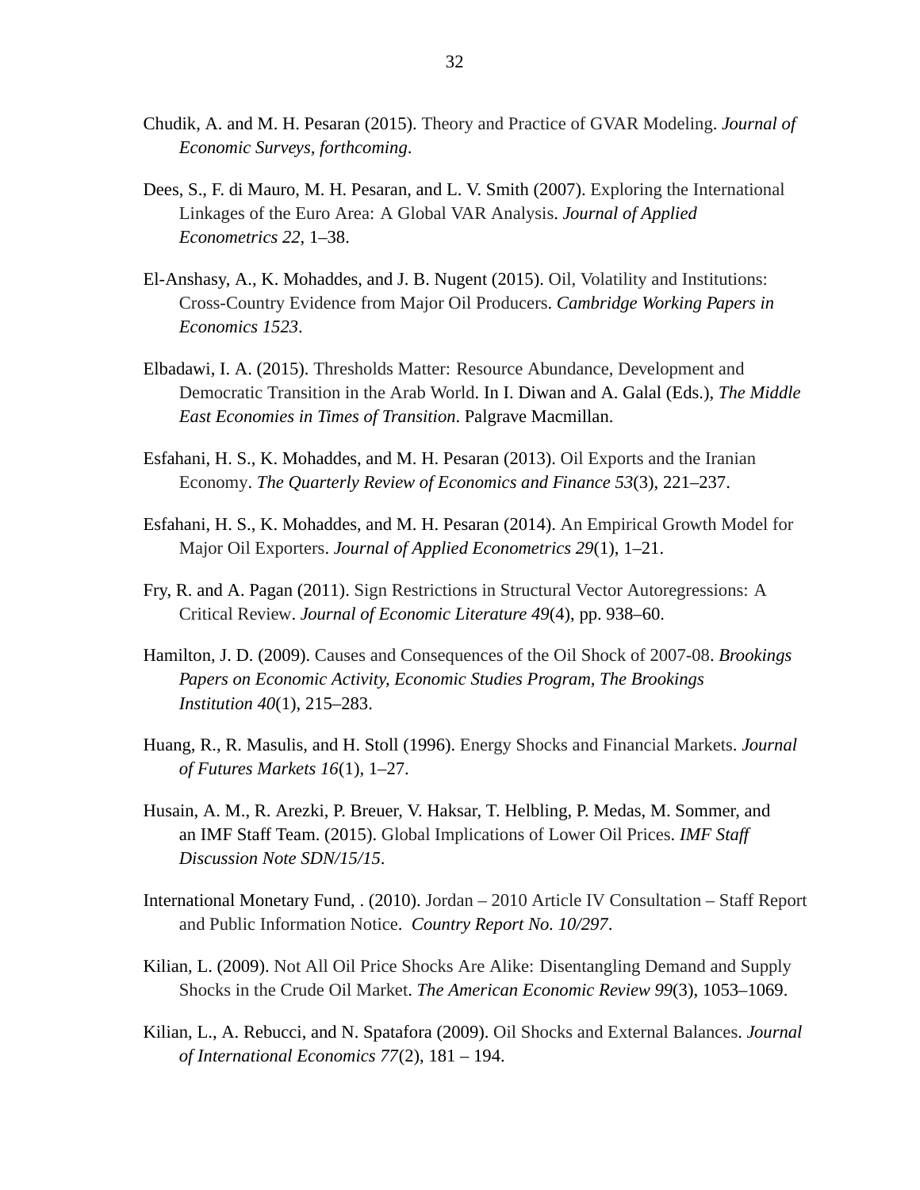Chudik, A. and M. H. Pesaran (2015). Theory and Practice of GVAR Modeling. *Journal of Economic Surveys, forthcoming*.

Dees, S., F. di Mauro, M. H. Pesaran, and L. V. Smith (2007). Exploring the International Linkages of the Euro Area: A Global VAR Analysis. *Journal of Applied Econometrics 22*, 1–38.

El-Anshasy, A., K. Mohaddes, and J. B. Nugent (2015). Oil, Volatility and Institutions: Cross-Country Evidence from Major Oil Producers. *Cambridge Working Papers in Economics 1523*.

Elbadawi, I. A. (2015). Thresholds Matter: Resource Abundance, Development and Democratic Transition in the Arab World. In I. Diwan and A. Galal (Eds.), *The Middle East Economies in Times of Transition*. Palgrave Macmillan.

Esfahani, H. S., K. Mohaddes, and M. H. Pesaran (2013). Oil Exports and the Iranian Economy. *The Quarterly Review of Economics and Finance 53*(3), 221–237.

Esfahani, H. S., K. Mohaddes, and M. H. Pesaran (2014). An Empirical Growth Model for Major Oil Exporters. *Journal of Applied Econometrics 29*(1), 1–21.

Fry, R. and A. Pagan (2011). Sign Restrictions in Structural Vector Autoregressions: A Critical Review. *Journal of Economic Literature 49*(4), pp. 938–60.

Hamilton, J. D. (2009). Causes and Consequences of the Oil Shock of 2007-08. *Brookings Papers on Economic Activity, Economic Studies Program, The Brookings Institution 40*(1), 215–283.

Huang, R., R. Masulis, and H. Stoll (1996). Energy Shocks and Financial Markets. *Journal of Futures Markets 16*(1), 1–27.

Husain, A. M., R. Arezki, P. Breuer, V. Haksar, T. Helbling, P. Medas, M. Sommer, and an IMF Staff Team. (2015). Global Implications of Lower Oil Prices. *IMF Staff Discussion Note SDN/15/15*.

International Monetary Fund, . (2010). Jordan – 2010 Article IV Consultation – Staff Report and Public Information Notice. *Country Report No. 10/297*.

Kilian, L. (2009). Not All Oil Price Shocks Are Alike: Disentangling Demand and Supply Shocks in the Crude Oil Market. *The American Economic Review 99*(3), 1053–1069.

Kilian, L., A. Rebucci, and N. Spatafora (2009). Oil Shocks and External Balances. *Journal of International Economics 77*(2), 181 – 194.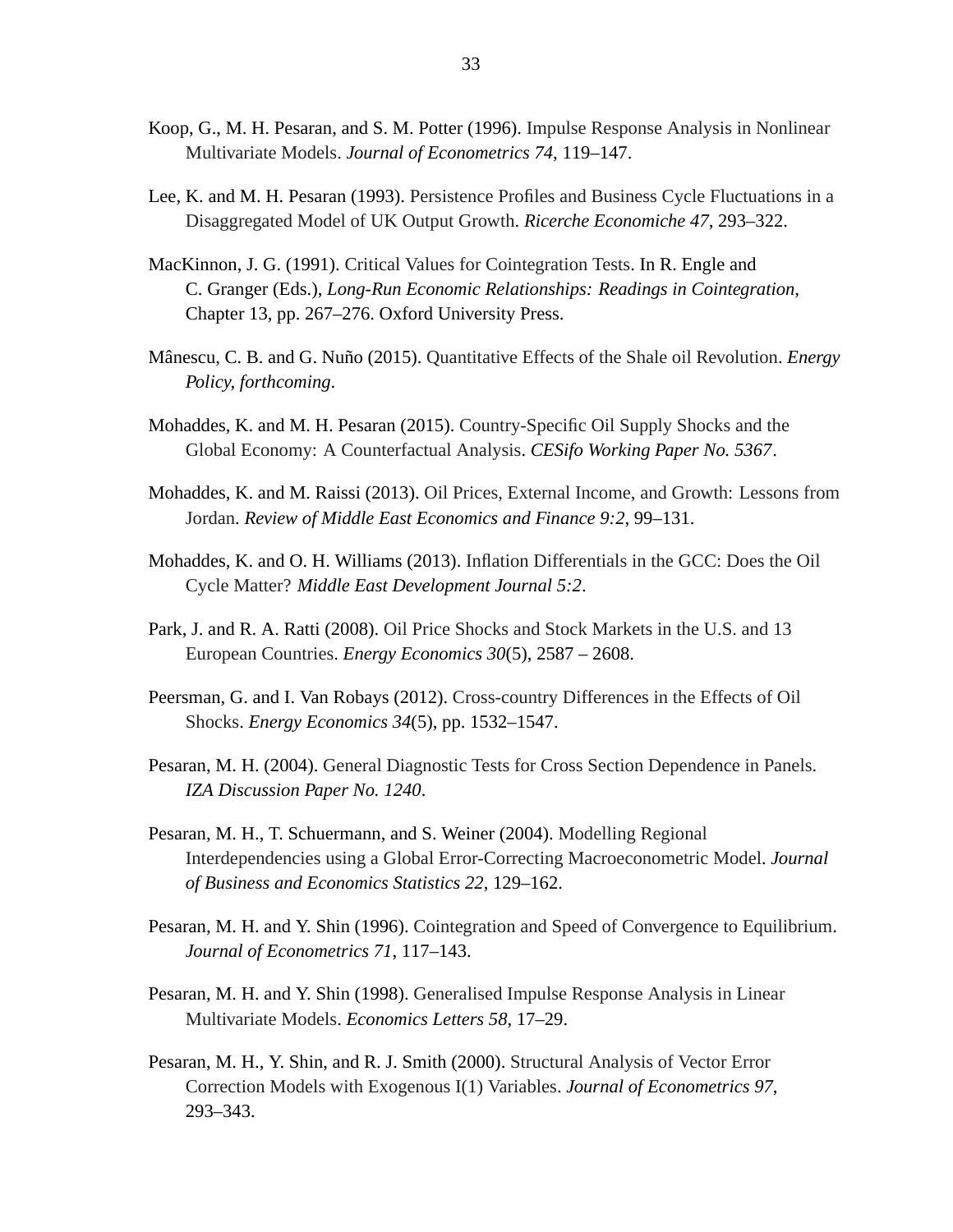Koop, G., M. H. Pesaran, and S. M. Potter (1996). Impulse Response Analysis in Nonlinear Multivariate Models. *Journal of Econometrics 74*, 119–147.

Lee, K. and M. H. Pesaran (1993). Persistence Profiles and Business Cycle Fluctuations in a Disaggregated Model of UK Output Growth. *Ricerche Economiche 47*, 293–322.

MacKinnon, J. G. (1991). Critical Values for Cointegration Tests. In R. Engle and C. Granger (Eds.), *Long-Run Economic Relationships: Readings in Cointegration*, Chapter 13, pp. 267–276. Oxford University Press.

Mânescu, C. B. and G. Nuño (2015). Quantitative Effects of the Shale oil Revolution. *Energy Policy, forthcoming*.

Mohaddes, K. and M. H. Pesaran (2015). Country-Specific Oil Supply Shocks and the Global Economy: A Counterfactual Analysis. *CESifo Working Paper No. 5367*.

Mohaddes, K. and M. Raissi (2013). Oil Prices, External Income, and Growth: Lessons from Jordan. *Review of Middle East Economics and Finance 9:2*, 99–131.

Mohaddes, K. and O. H. Williams (2013). Inflation Differentials in the GCC: Does the Oil Cycle Matter? *Middle East Development Journal 5:2*.

Park, J. and R. A. Ratti (2008). Oil Price Shocks and Stock Markets in the U.S. and 13 European Countries. *Energy Economics 30*(5), 2587 – 2608.

Peersman, G. and I. Van Robays (2012). Cross-country Differences in the Effects of Oil Shocks. *Energy Economics 34*(5), pp. 1532–1547.

Pesaran, M. H. (2004). General Diagnostic Tests for Cross Section Dependence in Panels. *IZA Discussion Paper No. 1240*.

Pesaran, M. H., T. Schuermann, and S. Weiner (2004). Modelling Regional Interdependencies using a Global Error-Correcting Macroeconometric Model. *Journal of Business and Economics Statistics 22*, 129–162.

Pesaran, M. H. and Y. Shin (1996). Cointegration and Speed of Convergence to Equilibrium. *Journal of Econometrics 71*, 117–143.

Pesaran, M. H. and Y. Shin (1998). Generalised Impulse Response Analysis in Linear Multivariate Models. *Economics Letters 58*, 17–29.

Pesaran, M. H., Y. Shin, and R. J. Smith (2000). Structural Analysis of Vector Error Correction Models with Exogenous I(1) Variables. *Journal of Econometrics 97*, 293–343.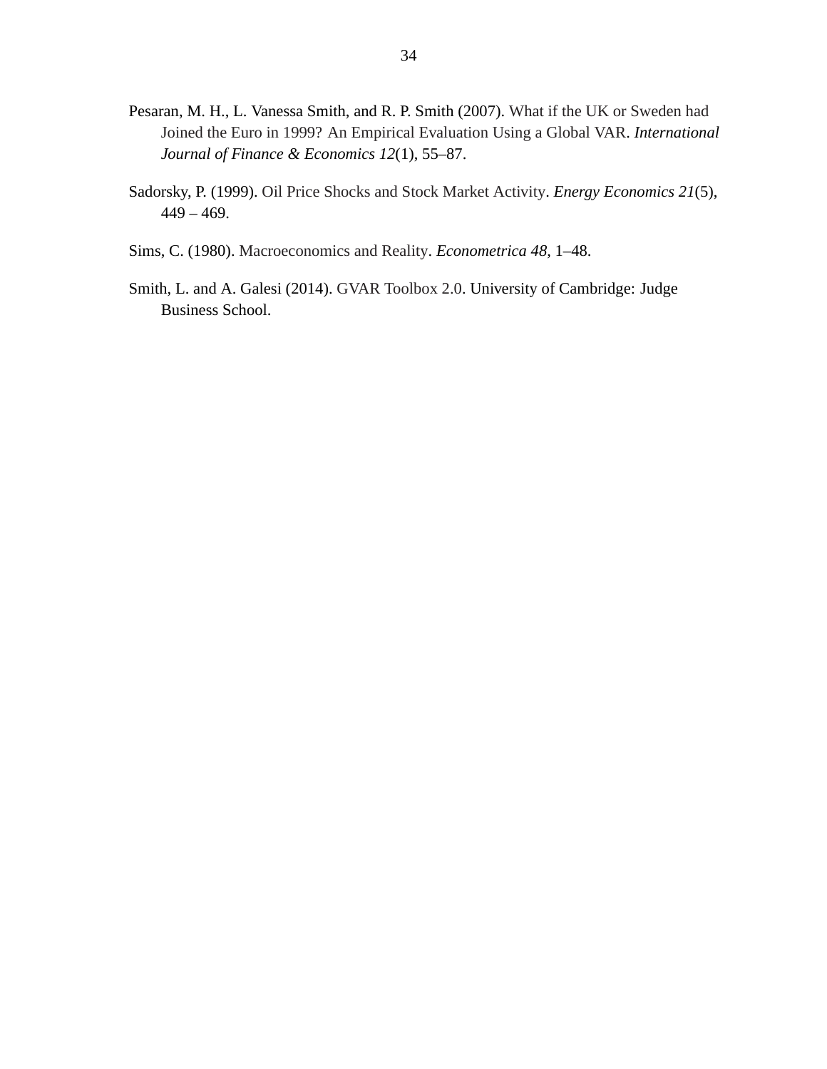Pesaran, M. H., L. Vanessa Smith, and R. P. Smith (2007). What if the UK or Sweden had Joined the Euro in 1999? An Empirical Evaluation Using a Global VAR. *International Journal of Finance & Economics 12*(1), 55–87.

Sadorsky, P. (1999). Oil Price Shocks and Stock Market Activity. *Energy Economics 21*(5), 449 – 469.

Sims, C. (1980). Macroeconomics and Reality. *Econometrica 48*, 1–48.

Smith, L. and A. Galesi (2014). GVAR Toolbox 2.0. University of Cambridge: Judge Business School.